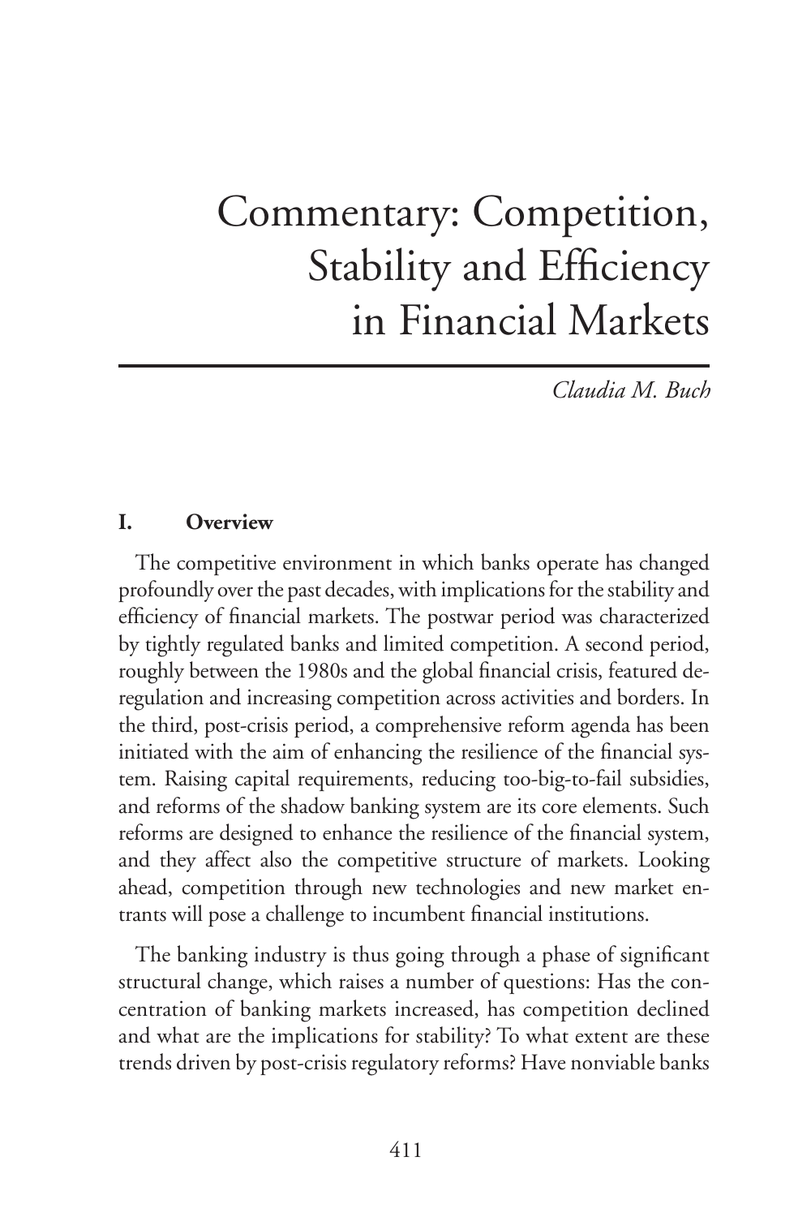# Commentary: Competition, Stability and Efficiency in Financial Markets

*Claudia M. Buch*

## I. Overview

The competitive environment in which banks operate has changed profoundly over the past decades, with implications for the stability and efficiency of financial markets. The postwar period was characterized by tightly regulated banks and limited competition. A second period, roughly between the 1980s and the global financial crisis, featured deregulation and increasing competition across activities and borders. In the third, post-crisis period, a comprehensive reform agenda has been initiated with the aim of enhancing the resilience of the financial system. Raising capital requirements, reducing too-big-to-fail subsidies, and reforms of the shadow banking system are its core elements. Such reforms are designed to enhance the resilience of the financial system, and they affect also the competitive structure of markets. Looking ahead, competition through new technologies and new market entrants will pose a challenge to incumbent financial institutions.

The banking industry is thus going through a phase of significant structural change, which raises a number of questions: Has the concentration of banking markets increased, has competition declined and what are the implications for stability? To what extent are these trends driven by post-crisis regulatory reforms? Have nonviable banks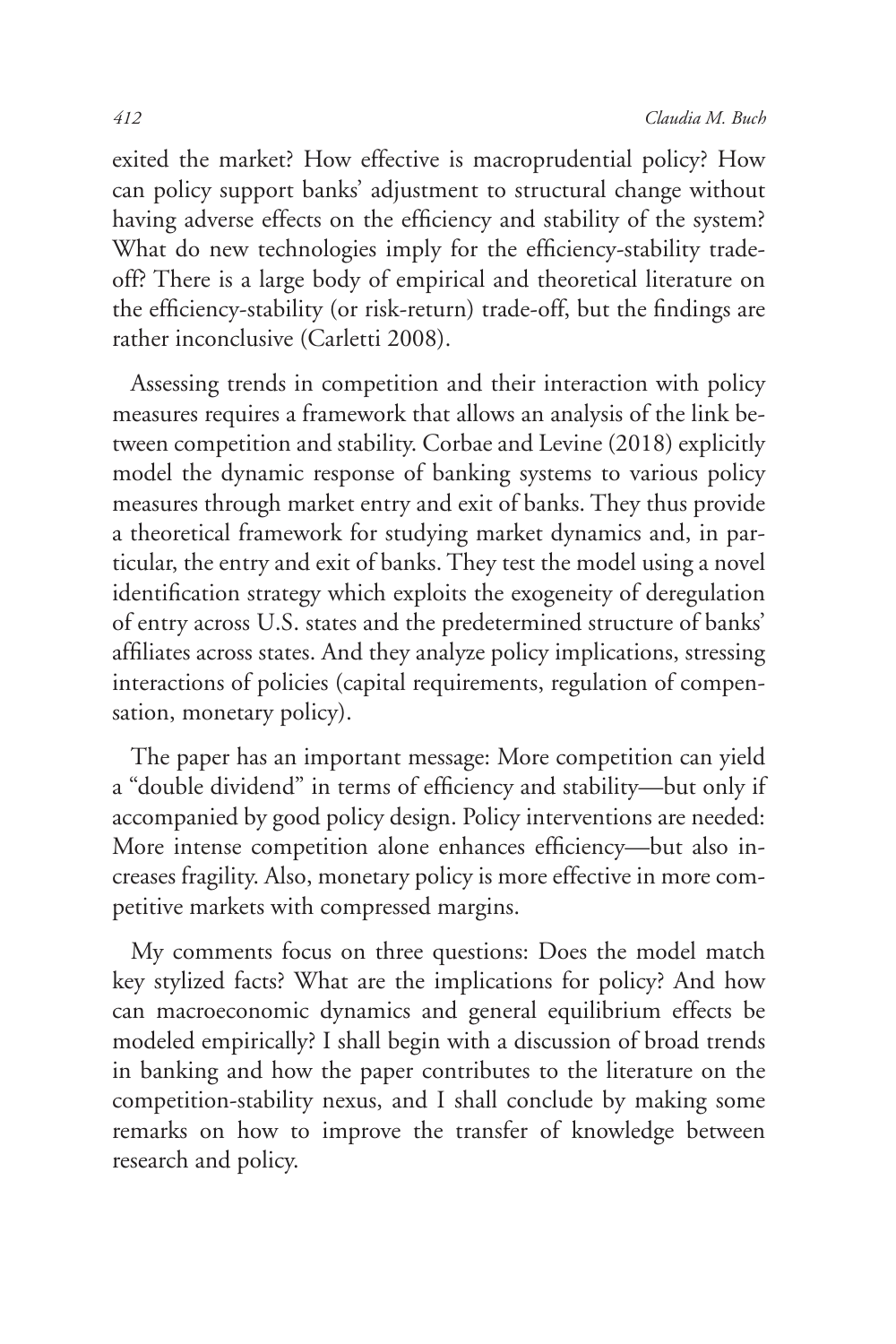exited the market? How effective is macroprudential policy? How can policy support banks' adjustment to structural change without having adverse effects on the efficiency and stability of the system? What do new technologies imply for the efficiency-stability trade-off? There is a large body of empirical and theoretical literature on the efficiency-stability (or risk-return) trade-off, but the findings are rather inconclusive (Carletti 2008).

Assessing trends in competition and their interaction with policy measures requires a framework that allows an analysis of the link between competition and stability. Corbae and Levine (2018) explicitly model the dynamic response of banking systems to various policy measures through market entry and exit of banks. They thus provide a theoretical framework for studying market dynamics and, in particular, the entry and exit of banks. They test the model using a novel identification strategy which exploits the exogeneity of deregulation of entry across U.S. states and the predetermined structure of banks' affiliates across states. And they analyze policy implications, stressing interactions of policies (capital requirements, regulation of compensation, monetary policy).

The paper has an important message: More competition can yield a "double dividend" in terms of efficiency and stability—but only if accompanied by good policy design. Policy interventions are needed: More intense competition alone enhances efficiency—but also increases fragility. Also, monetary policy is more effective in more competitive markets with compressed margins.

My comments focus on three questions: Does the model match key stylized facts? What are the implications for policy? And how can macroeconomic dynamics and general equilibrium effects be modeled empirically? I shall begin with a discussion of broad trends in banking and how the paper contributes to the literature on the competition-stability nexus, and I shall conclude by making some remarks on how to improve the transfer of knowledge between research and policy.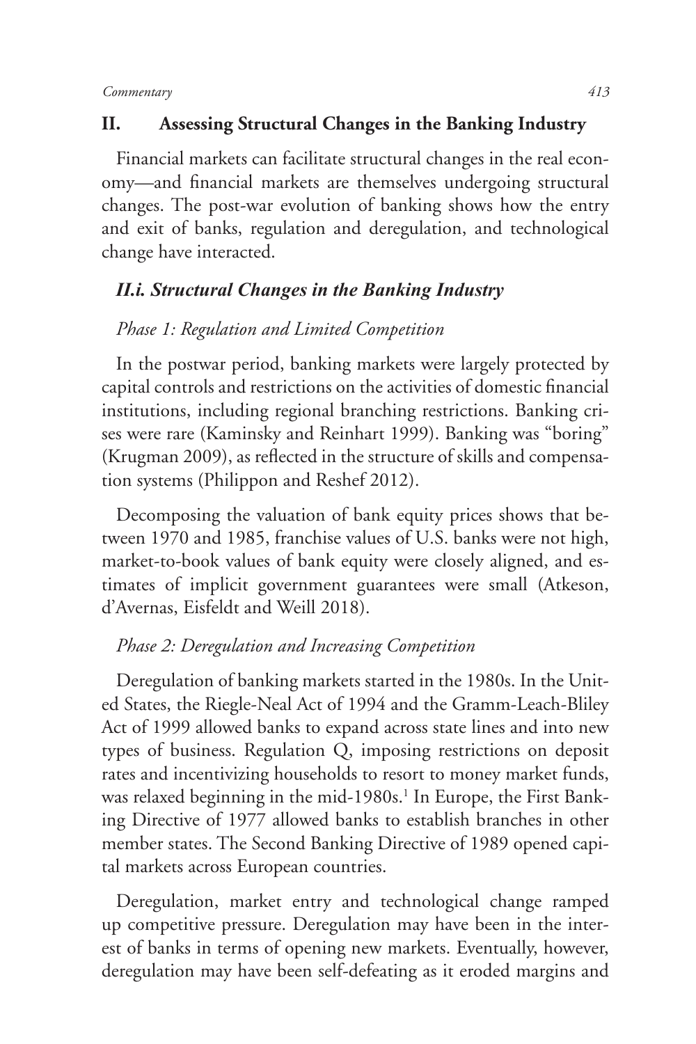## II. Assessing Structural Changes in the Banking Industry

Financial markets can facilitate structural changes in the real economy—and financial markets are themselves undergoing structural changes. The post-war evolution of banking shows how the entry and exit of banks, regulation and deregulation, and technological change have interacted.

### *II.i. Structural Changes in the Banking Industry*

*Phase 1: Regulation and Limited Competition*

In the postwar period, banking markets were largely protected by capital controls and restrictions on the activities of domestic financial institutions, including regional branching restrictions. Banking crises were rare (Kaminsky and Reinhart 1999). Banking was "boring" (Krugman 2009), as reflected in the structure of skills and compensation systems (Philippon and Reshef 2012).

Decomposing the valuation of bank equity prices shows that between 1970 and 1985, franchise values of U.S. banks were not high, market-to-book values of bank equity were closely aligned, and estimates of implicit government guarantees were small (Atkeson, d'Avernas, Eisfeldt and Weill 2018).

*Phase 2: Deregulation and Increasing Competition*

Deregulation of banking markets started in the 1980s. In the United States, the Riegle-Neal Act of 1994 and the Gramm-Leach-Bliley Act of 1999 allowed banks to expand across state lines and into new types of business. Regulation Q, imposing restrictions on deposit rates and incentivizing households to resort to money market funds, was relaxed beginning in the mid-1980s.[1] In Europe, the First Banking Directive of 1977 allowed banks to establish branches in other member states. The Second Banking Directive of 1989 opened capital markets across European countries.

Deregulation, market entry and technological change ramped up competitive pressure. Deregulation may have been in the interest of banks in terms of opening new markets. Eventually, however, deregulation may have been self-defeating as it eroded margins and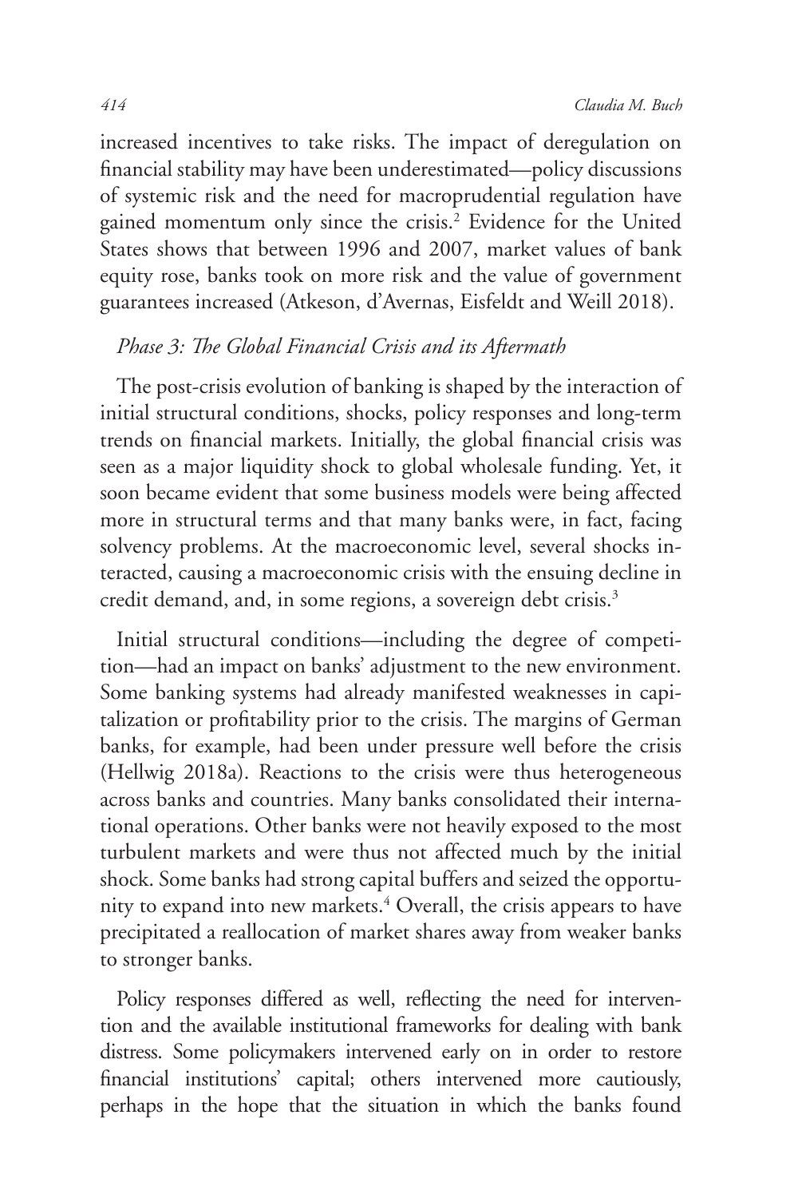increased incentives to take risks. The impact of deregulation on financial stability may have been underestimated—policy discussions of systemic risk and the need for macroprudential regulation have gained momentum only since the crisis.[2] Evidence for the United States shows that between 1996 and 2007, market values of bank equity rose, banks took on more risk and the value of government guarantees increased (Atkeson, d'Avernas, Eisfeldt and Weill 2018).

### *Phase 3: The Global Financial Crisis and its Aftermath*

The post-crisis evolution of banking is shaped by the interaction of initial structural conditions, shocks, policy responses and long-term trends on financial markets. Initially, the global financial crisis was seen as a major liquidity shock to global wholesale funding. Yet, it soon became evident that some business models were being affected more in structural terms and that many banks were, in fact, facing solvency problems. At the macroeconomic level, several shocks interacted, causing a macroeconomic crisis with the ensuing decline in credit demand, and, in some regions, a sovereign debt crisis.[3]

Initial structural conditions—including the degree of competition—had an impact on banks' adjustment to the new environment. Some banking systems had already manifested weaknesses in capitalization or profitability prior to the crisis. The margins of German banks, for example, had been under pressure well before the crisis (Hellwig 2018a). Reactions to the crisis were thus heterogeneous across banks and countries. Many banks consolidated their international operations. Other banks were not heavily exposed to the most turbulent markets and were thus not affected much by the initial shock. Some banks had strong capital buffers and seized the opportunity to expand into new markets.[4] Overall, the crisis appears to have precipitated a reallocation of market shares away from weaker banks to stronger banks.

Policy responses differed as well, reflecting the need for intervention and the available institutional frameworks for dealing with bank distress. Some policymakers intervened early on in order to restore financial institutions' capital; others intervened more cautiously, perhaps in the hope that the situation in which the banks found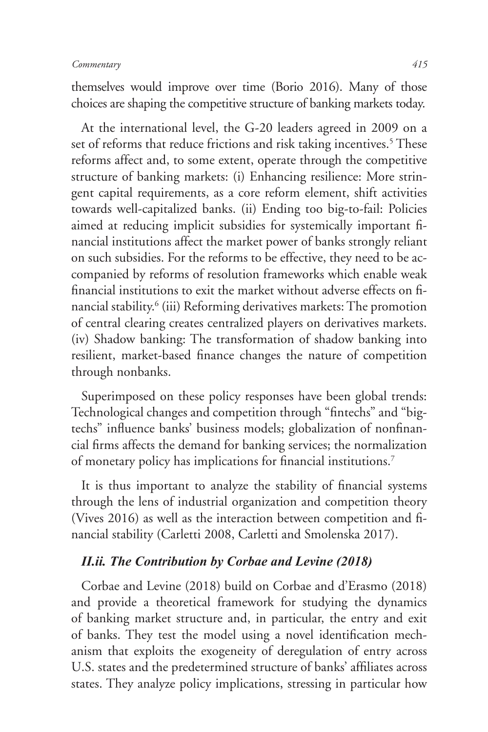themselves would improve over time (Borio 2016). Many of those choices are shaping the competitive structure of banking markets today.

At the international level, the G-20 leaders agreed in 2009 on a set of reforms that reduce frictions and risk taking incentives.[5] These reforms affect and, to some extent, operate through the competitive structure of banking markets: (i) Enhancing resilience: More stringent capital requirements, as a core reform element, shift activities towards well-capitalized banks. (ii) Ending too big-to-fail: Policies aimed at reducing implicit subsidies for systemically important financial institutions affect the market power of banks strongly reliant on such subsidies. For the reforms to be effective, they need to be accompanied by reforms of resolution frameworks which enable weak financial institutions to exit the market without adverse effects on financial stability.[6] (iii) Reforming derivatives markets: The promotion of central clearing creates centralized players on derivatives markets. (iv) Shadow banking: The transformation of shadow banking into resilient, market-based finance changes the nature of competition through nonbanks.

Superimposed on these policy responses have been global trends: Technological changes and competition through "fintechs" and "bigtechs" influence banks' business models; globalization of nonfinancial firms affects the demand for banking services; the normalization of monetary policy has implications for financial institutions.[7]

It is thus important to analyze the stability of financial systems through the lens of industrial organization and competition theory (Vives 2016) as well as the interaction between competition and financial stability (Carletti 2008, Carletti and Smolenska 2017).

### *II.ii. The Contribution by Corbae and Levine (2018)*

Corbae and Levine (2018) build on Corbae and d'Erasmo (2018) and provide a theoretical framework for studying the dynamics of banking market structure and, in particular, the entry and exit of banks. They test the model using a novel identification mechanism that exploits the exogeneity of deregulation of entry across U.S. states and the predetermined structure of banks' affiliates across states. They analyze policy implications, stressing in particular how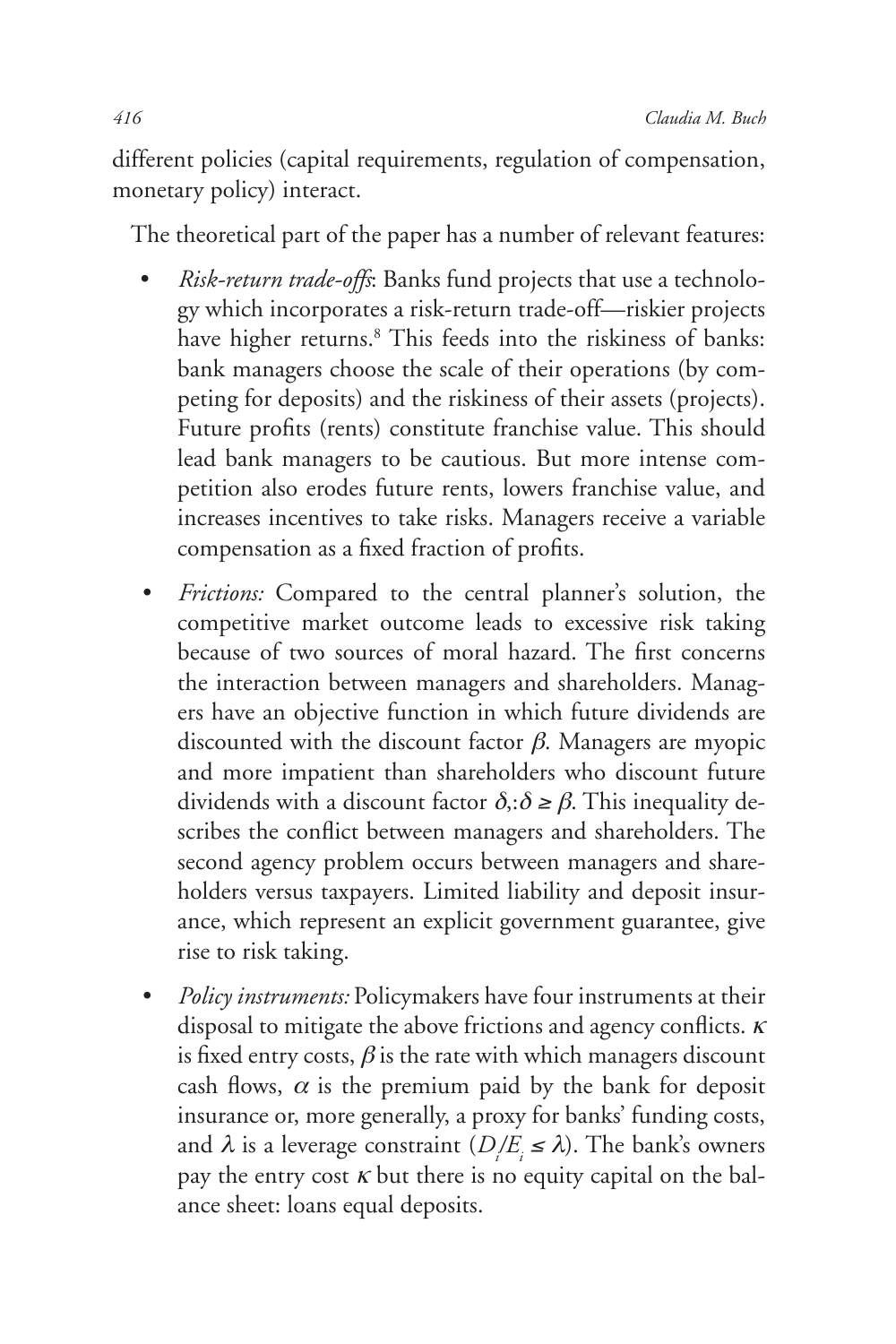different policies (capital requirements, regulation of compensation, monetary policy) interact.

The theoretical part of the paper has a number of relevant features:

- *Risk-return trade-offs*: Banks fund projects that use a technology which incorporates a risk-return trade-off—riskier projects have higher returns.[8] This feeds into the riskiness of banks: bank managers choose the scale of their operations (by competing for deposits) and the riskiness of their assets (projects). Future profits (rents) constitute franchise value. This should lead bank managers to be cautious. But more intense competition also erodes future rents, lowers franchise value, and increases incentives to take risks. Managers receive a variable compensation as a fixed fraction of profits.
- *Frictions:* Compared to the central planner's solution, the competitive market outcome leads to excessive risk taking because of two sources of moral hazard. The first concerns the interaction between managers and shareholders. Managers have an objective function in which future dividends are discounted with the discount factor $\beta$. Managers are myopic and more impatient than shareholders who discount future dividends with a discount factor $\delta,:\delta \geq \beta$. This inequality describes the conflict between managers and shareholders. The second agency problem occurs between managers and shareholders versus taxpayers. Limited liability and deposit insurance, which represent an explicit government guarantee, give rise to risk taking.
- *Policy instruments:* Policymakers have four instruments at their disposal to mitigate the above frictions and agency conflicts. $\kappa$ is fixed entry costs, $\beta$ is the rate with which managers discount cash flows, $\alpha$ is the premium paid by the bank for deposit insurance or, more generally, a proxy for banks' funding costs, and $\lambda$ is a leverage constraint ($D_i/E_i \leq \lambda$). The bank's owners pay the entry cost $\kappa$ but there is no equity capital on the balance sheet: loans equal deposits.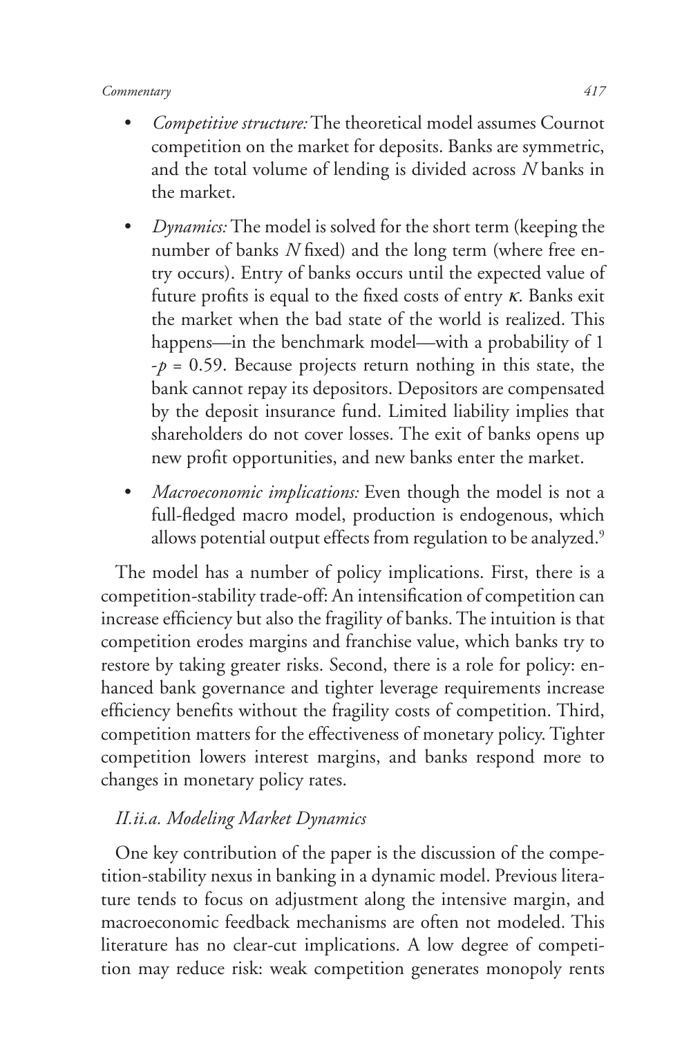- *Competitive structure:* The theoretical model assumes Cournot competition on the market for deposits. Banks are symmetric, and the total volume of lending is divided across $N$ banks in the market.
- *Dynamics:* The model is solved for the short term (keeping the number of banks $N$ fixed) and the long term (where free entry occurs). Entry of banks occurs until the expected value of future profits is equal to the fixed costs of entry $\kappa$. Banks exit the market when the bad state of the world is realized. This happens—in the benchmark model—with a probability of $1 - p = 0.59$. Because projects return nothing in this state, the bank cannot repay its depositors. Depositors are compensated by the deposit insurance fund. Limited liability implies that shareholders do not cover losses. The exit of banks opens up new profit opportunities, and new banks enter the market.
- *Macroeconomic implications:* Even though the model is not a full-fledged macro model, production is endogenous, which allows potential output effects from regulation to be analyzed.[9]

The model has a number of policy implications. First, there is a competition-stability trade-off: An intensification of competition can increase efficiency but also the fragility of banks. The intuition is that competition erodes margins and franchise value, which banks try to restore by taking greater risks. Second, there is a role for policy: enhanced bank governance and tighter leverage requirements increase efficiency benefits without the fragility costs of competition. Third, competition matters for the effectiveness of monetary policy. Tighter competition lowers interest margins, and banks respond more to changes in monetary policy rates.

### *II.ii.a. Modeling Market Dynamics*

One key contribution of the paper is the discussion of the competition-stability nexus in banking in a dynamic model. Previous literature tends to focus on adjustment along the intensive margin, and macroeconomic feedback mechanisms are often not modeled. This literature has no clear-cut implications. A low degree of competition may reduce risk: weak competition generates monopoly rents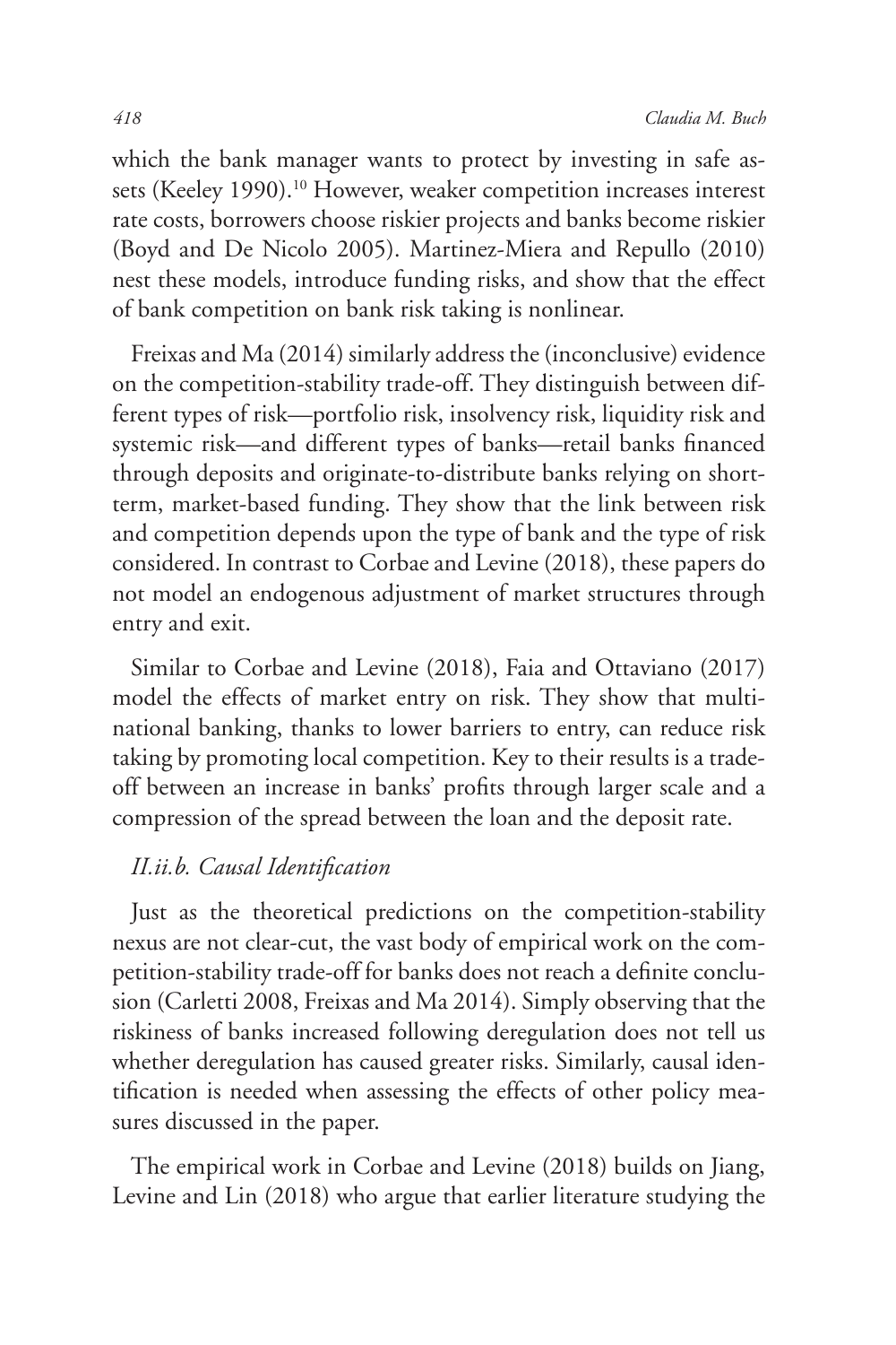which the bank manager wants to protect by investing in safe assets (Keeley 1990).[10] However, weaker competition increases interest rate costs, borrowers choose riskier projects and banks become riskier (Boyd and De Nicolo 2005). Martinez-Miera and Repullo (2010) nest these models, introduce funding risks, and show that the effect of bank competition on bank risk taking is nonlinear.

Freixas and Ma (2014) similarly address the (inconclusive) evidence on the competition-stability trade-off. They distinguish between different types of risk—portfolio risk, insolvency risk, liquidity risk and systemic risk—and different types of banks—retail banks financed through deposits and originate-to-distribute banks relying on short-term, market-based funding. They show that the link between risk and competition depends upon the type of bank and the type of risk considered. In contrast to Corbae and Levine (2018), these papers do not model an endogenous adjustment of market structures through entry and exit.

Similar to Corbae and Levine (2018), Faia and Ottaviano (2017) model the effects of market entry on risk. They show that multinational banking, thanks to lower barriers to entry, can reduce risk taking by promoting local competition. Key to their results is a trade-off between an increase in banks' profits through larger scale and a compression of the spread between the loan and the deposit rate.

### *II.ii.b. Causal Identification*

Just as the theoretical predictions on the competition-stability nexus are not clear-cut, the vast body of empirical work on the competition-stability trade-off for banks does not reach a definite conclusion (Carletti 2008, Freixas and Ma 2014). Simply observing that the riskiness of banks increased following deregulation does not tell us whether deregulation has caused greater risks. Similarly, causal identification is needed when assessing the effects of other policy measures discussed in the paper.

The empirical work in Corbae and Levine (2018) builds on Jiang, Levine and Lin (2018) who argue that earlier literature studying the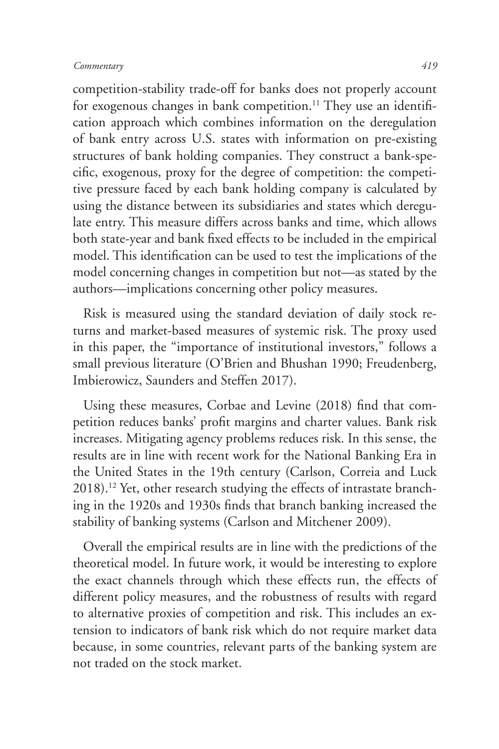competition-stability trade-off for banks does not properly account for exogenous changes in bank competition.[11] They use an identification approach which combines information on the deregulation of bank entry across U.S. states with information on pre-existing structures of bank holding companies. They construct a bank-specific, exogenous, proxy for the degree of competition: the competitive pressure faced by each bank holding company is calculated by using the distance between its subsidiaries and states which deregulate entry. This measure differs across banks and time, which allows both state-year and bank fixed effects to be included in the empirical model. This identification can be used to test the implications of the model concerning changes in competition but not—as stated by the authors—implications concerning other policy measures.

Risk is measured using the standard deviation of daily stock returns and market-based measures of systemic risk. The proxy used in this paper, the "importance of institutional investors," follows a small previous literature (O'Brien and Bhushan 1990; Freudenberg, Imbierowicz, Saunders and Steffen 2017).

Using these measures, Corbae and Levine (2018) find that competition reduces banks' profit margins and charter values. Bank risk increases. Mitigating agency problems reduces risk. In this sense, the results are in line with recent work for the National Banking Era in the United States in the 19th century (Carlson, Correia and Luck 2018).[12] Yet, other research studying the effects of intrastate branching in the 1920s and 1930s finds that branch banking increased the stability of banking systems (Carlson and Mitchener 2009).

Overall the empirical results are in line with the predictions of the theoretical model. In future work, it would be interesting to explore the exact channels through which these effects run, the effects of different policy measures, and the robustness of results with regard to alternative proxies of competition and risk. This includes an extension to indicators of bank risk which do not require market data because, in some countries, relevant parts of the banking system are not traded on the stock market.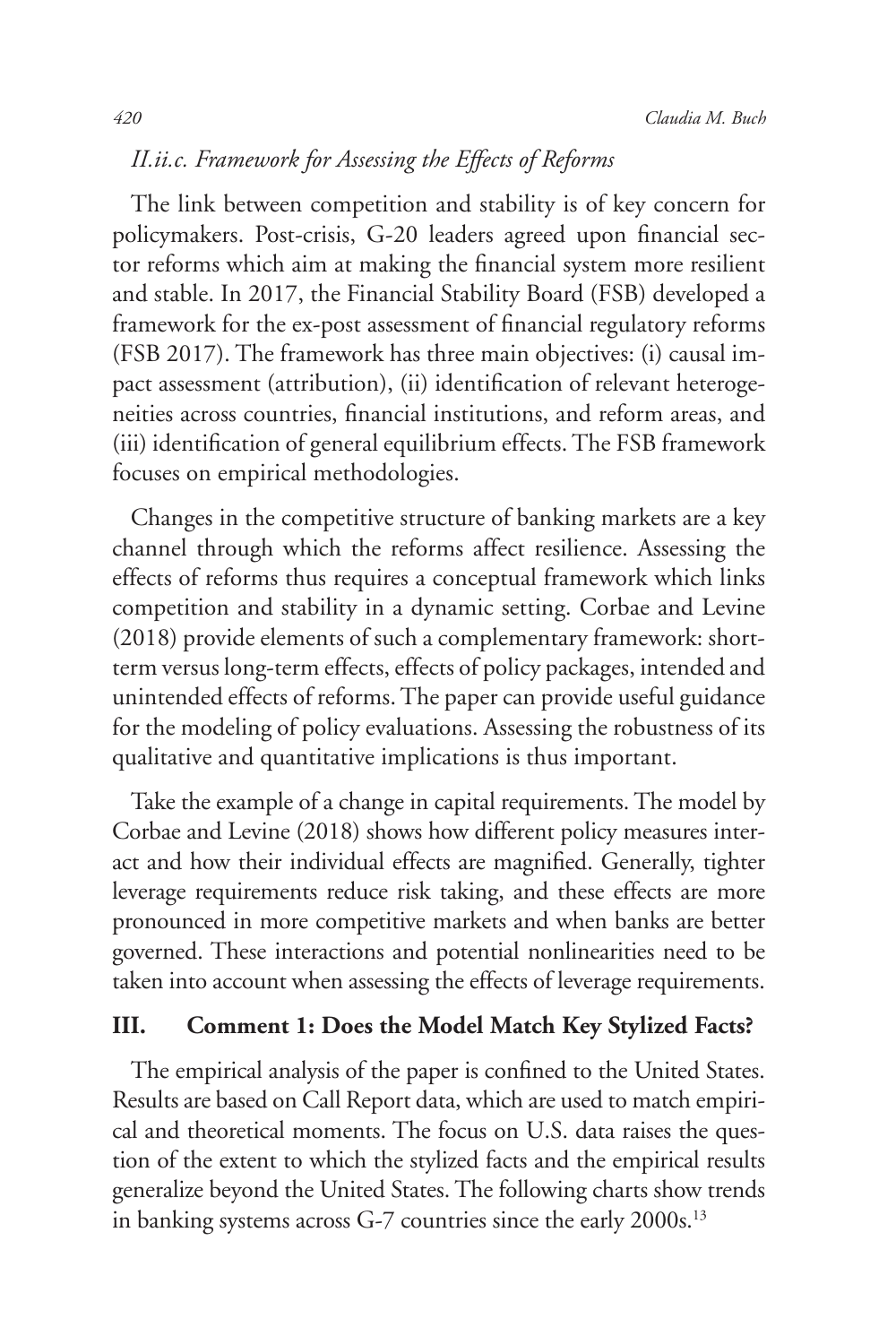### *II.ii.c. Framework for Assessing the Effects of Reforms*

The link between competition and stability is of key concern for policymakers. Post-crisis, G-20 leaders agreed upon financial sector reforms which aim at making the financial system more resilient and stable. In 2017, the Financial Stability Board (FSB) developed a framework for the ex-post assessment of financial regulatory reforms (FSB 2017). The framework has three main objectives: (i) causal impact assessment (attribution), (ii) identification of relevant heterogeneities across countries, financial institutions, and reform areas, and (iii) identification of general equilibrium effects. The FSB framework focuses on empirical methodologies.

Changes in the competitive structure of banking markets are a key channel through which the reforms affect resilience. Assessing the effects of reforms thus requires a conceptual framework which links competition and stability in a dynamic setting. Corbae and Levine (2018) provide elements of such a complementary framework: short-term versus long-term effects, effects of policy packages, intended and unintended effects of reforms. The paper can provide useful guidance for the modeling of policy evaluations. Assessing the robustness of its qualitative and quantitative implications is thus important.

Take the example of a change in capital requirements. The model by Corbae and Levine (2018) shows how different policy measures interact and how their individual effects are magnified. Generally, tighter leverage requirements reduce risk taking, and these effects are more pronounced in more competitive markets and when banks are better governed. These interactions and potential nonlinearities need to be taken into account when assessing the effects of leverage requirements.

## III. Comment 1: Does the Model Match Key Stylized Facts?

The empirical analysis of the paper is confined to the United States. Results are based on Call Report data, which are used to match empirical and theoretical moments. The focus on U.S. data raises the question of the extent to which the stylized facts and the empirical results generalize beyond the United States. The following charts show trends in banking systems across G-7 countries since the early 2000s.[13]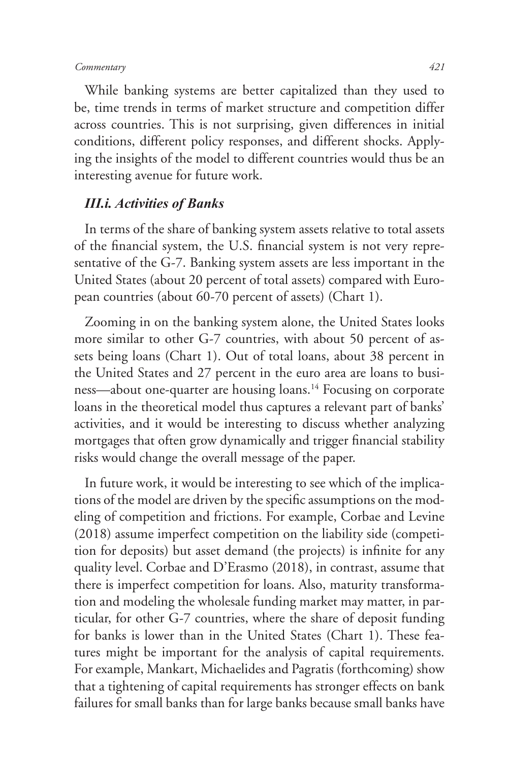While banking systems are better capitalized than they used to be, time trends in terms of market structure and competition differ across countries. This is not surprising, given differences in initial conditions, different policy responses, and different shocks. Applying the insights of the model to different countries would thus be an interesting avenue for future work.

### *III.i. Activities of Banks*

In terms of the share of banking system assets relative to total assets of the financial system, the U.S. financial system is not very representative of the G-7. Banking system assets are less important in the United States (about 20 percent of total assets) compared with European countries (about 60-70 percent of assets) (Chart 1).

Zooming in on the banking system alone, the United States looks more similar to other G-7 countries, with about 50 percent of assets being loans (Chart 1). Out of total loans, about 38 percent in the United States and 27 percent in the euro area are loans to business—about one-quarter are housing loans.[14] Focusing on corporate loans in the theoretical model thus captures a relevant part of banks' activities, and it would be interesting to discuss whether analyzing mortgages that often grow dynamically and trigger financial stability risks would change the overall message of the paper.

In future work, it would be interesting to see which of the implications of the model are driven by the specific assumptions on the modeling of competition and frictions. For example, Corbae and Levine (2018) assume imperfect competition on the liability side (competition for deposits) but asset demand (the projects) is infinite for any quality level. Corbae and D'Erasmo (2018), in contrast, assume that there is imperfect competition for loans. Also, maturity transformation and modeling the wholesale funding market may matter, in particular, for other G-7 countries, where the share of deposit funding for banks is lower than in the United States (Chart 1). These features might be important for the analysis of capital requirements. For example, Mankart, Michaelides and Pagratis (forthcoming) show that a tightening of capital requirements has stronger effects on bank failures for small banks than for large banks because small banks have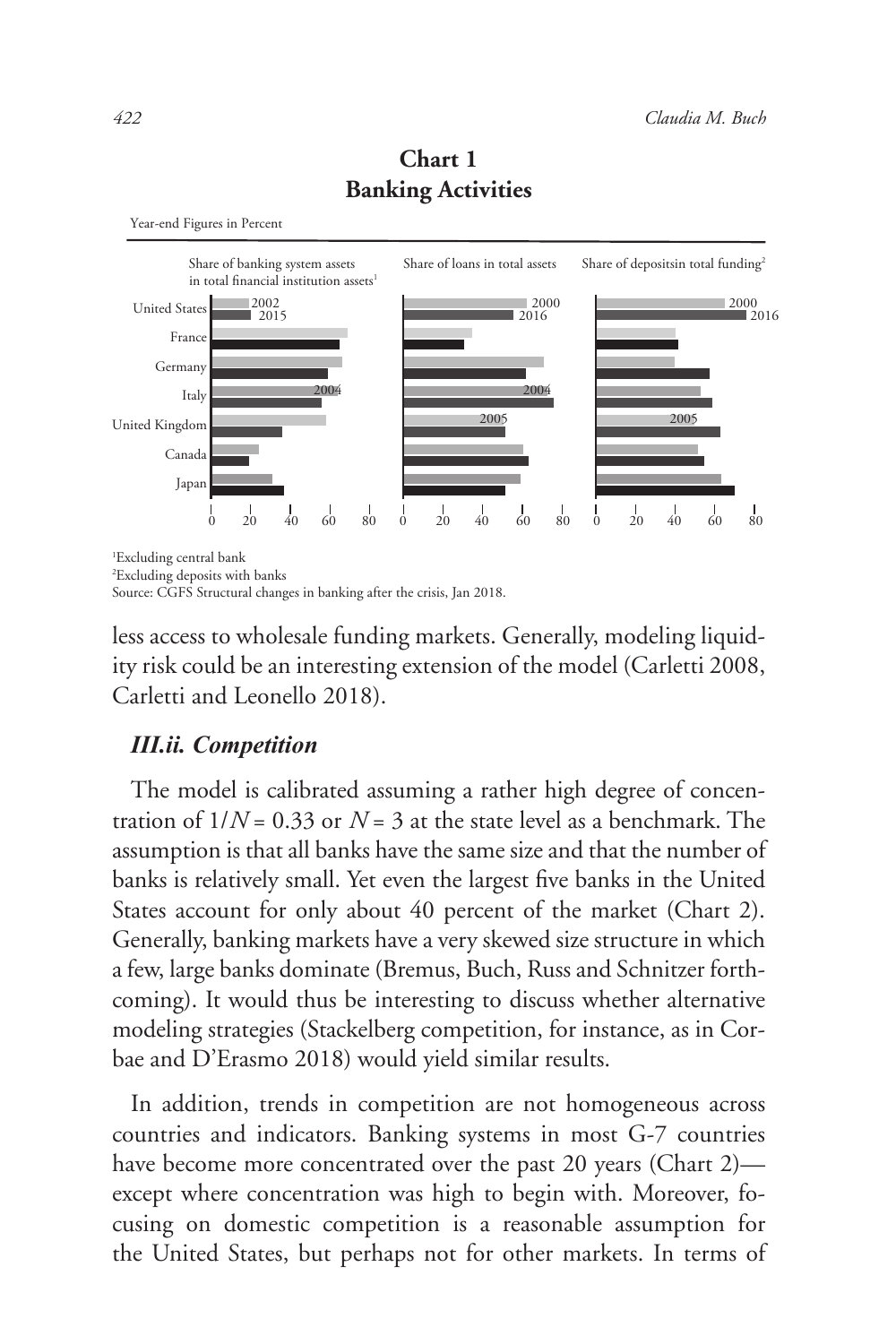**Chart 1**
**Banking Activities**

Year-end Figures in Percent

Share of banking system assets in total financial institution assets[1] | Share of loans in total assets | Share of depositsin total funding[2]

United States (2002, 2015; 2000, 2016; 2000, 2016), France, Germany, Italy (2004), United Kingdom (2005), Canada, Japan

[1]Excluding central bank
[2]Excluding deposits with banks
Source: CGFS Structural changes in banking after the crisis, Jan 2018.

less access to wholesale funding markets. Generally, modeling liquidity risk could be an interesting extension of the model (Carletti 2008, Carletti and Leonello 2018).

### *III.ii. Competition*

The model is calibrated assuming a rather high degree of concentration of $1/N = 0.33$ or $N = 3$ at the state level as a benchmark. The assumption is that all banks have the same size and that the number of banks is relatively small. Yet even the largest five banks in the United States account for only about 40 percent of the market (Chart 2). Generally, banking markets have a very skewed size structure in which a few, large banks dominate (Bremus, Buch, Russ and Schnitzer forthcoming). It would thus be interesting to discuss whether alternative modeling strategies (Stackelberg competition, for instance, as in Corbae and D'Erasmo 2018) would yield similar results.

In addition, trends in competition are not homogeneous across countries and indicators. Banking systems in most G-7 countries have become more concentrated over the past 20 years (Chart 2)—except where concentration was high to begin with. Moreover, focusing on domestic competition is a reasonable assumption for the United States, but perhaps not for other markets. In terms of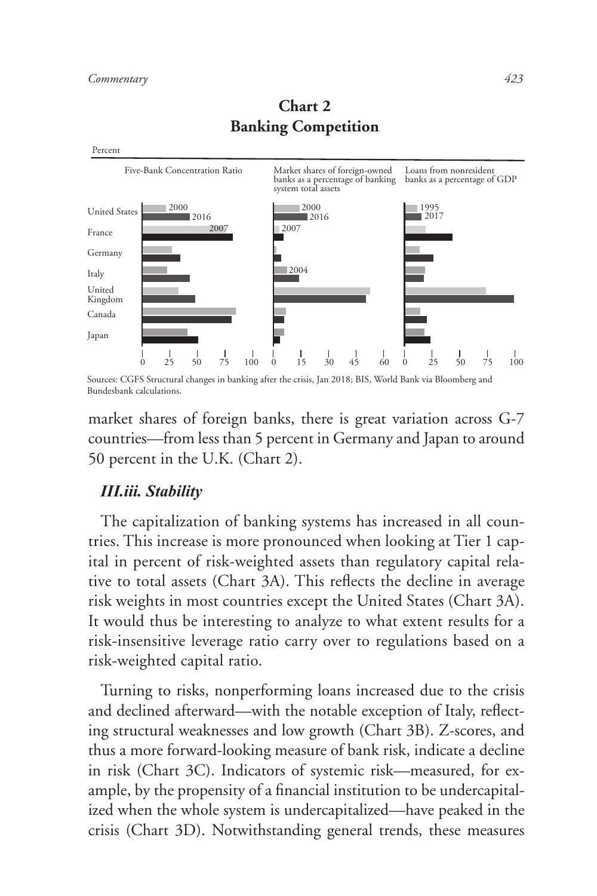**Chart 2**
**Banking Competition**

Percent

Five-Bank Concentration Ratio | Market shares of foreign-owned banks as a percentage of banking system total assets | Loans from nonresident banks as a percentage of GDP

Sources: CGFS Structural changes in banking after the crisis, Jan 2018; BIS, World Bank via Bloomberg and Bundesbank calculations.

market shares of foreign banks, there is great variation across G-7 countries—from less than 5 percent in Germany and Japan to around 50 percent in the U.K. (Chart 2).

### *III.iii. Stability*

The capitalization of banking systems has increased in all countries. This increase is more pronounced when looking at Tier 1 capital in percent of risk-weighted assets than regulatory capital relative to total assets (Chart 3A). This reflects the decline in average risk weights in most countries except the United States (Chart 3A). It would thus be interesting to analyze to what extent results for a risk-insensitive leverage ratio carry over to regulations based on a risk-weighted capital ratio.

Turning to risks, nonperforming loans increased due to the crisis and declined afterward—with the notable exception of Italy, reflecting structural weaknesses and low growth (Chart 3B). Z-scores, and thus a more forward-looking measure of bank risk, indicate a decline in risk (Chart 3C). Indicators of systemic risk—measured, for example, by the propensity of a financial institution to be undercapitalized when the whole system is undercapitalized—have peaked in the crisis (Chart 3D). Notwithstanding general trends, these measures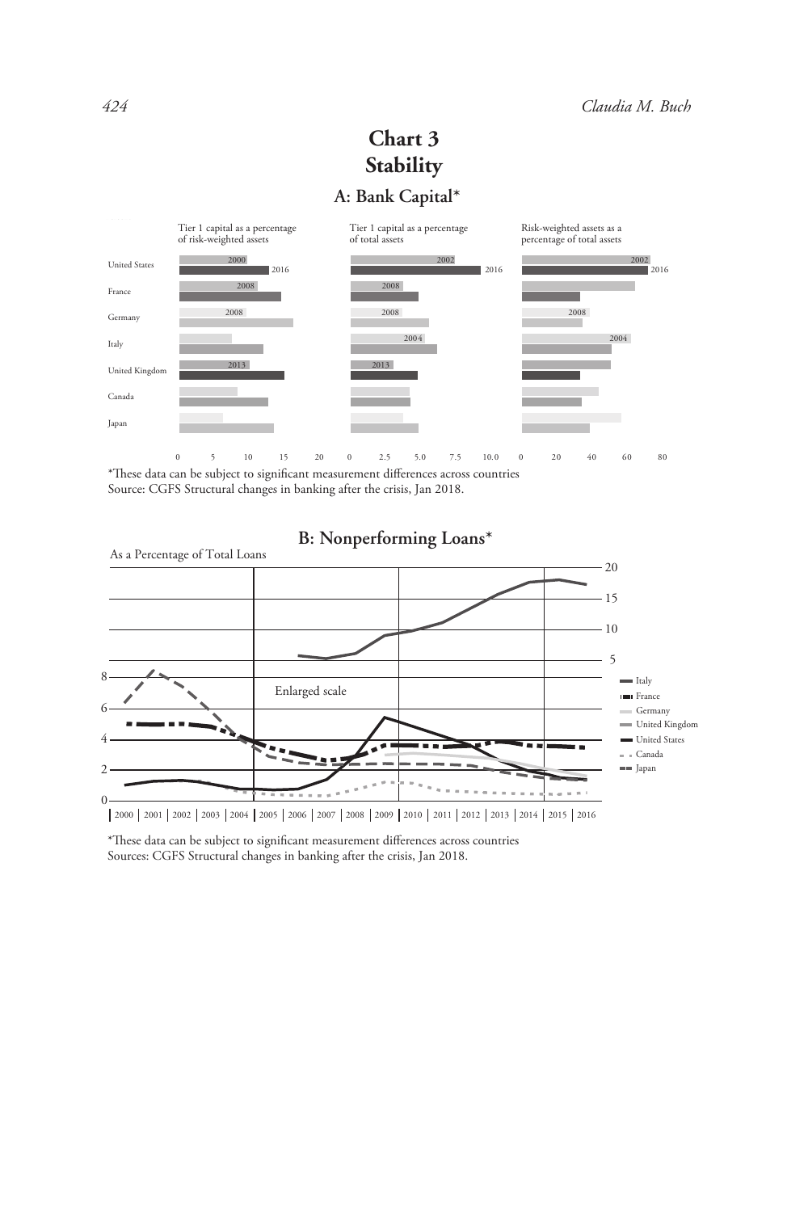# Chart 3
## Stability

### A: Bank Capital*

Tier 1 capital as a percentage of risk-weighted assets

Tier 1 capital as a percentage of total assets

Risk-weighted assets as a percentage of total assets

United States, France, Germany, Italy, United Kingdom, Canada, Japan

*These data can be subject to significant measurement differences across countries
Source: CGFS Structural changes in banking after the crisis, Jan 2018.

### B: Nonperforming Loans*

As a Percentage of Total Loans

Enlarged scale

Italy, France, Germany, United Kingdom, United States, Canada, Japan

*These data can be subject to significant measurement differences across countries
Sources: CGFS Structural changes in banking after the crisis, Jan 2018.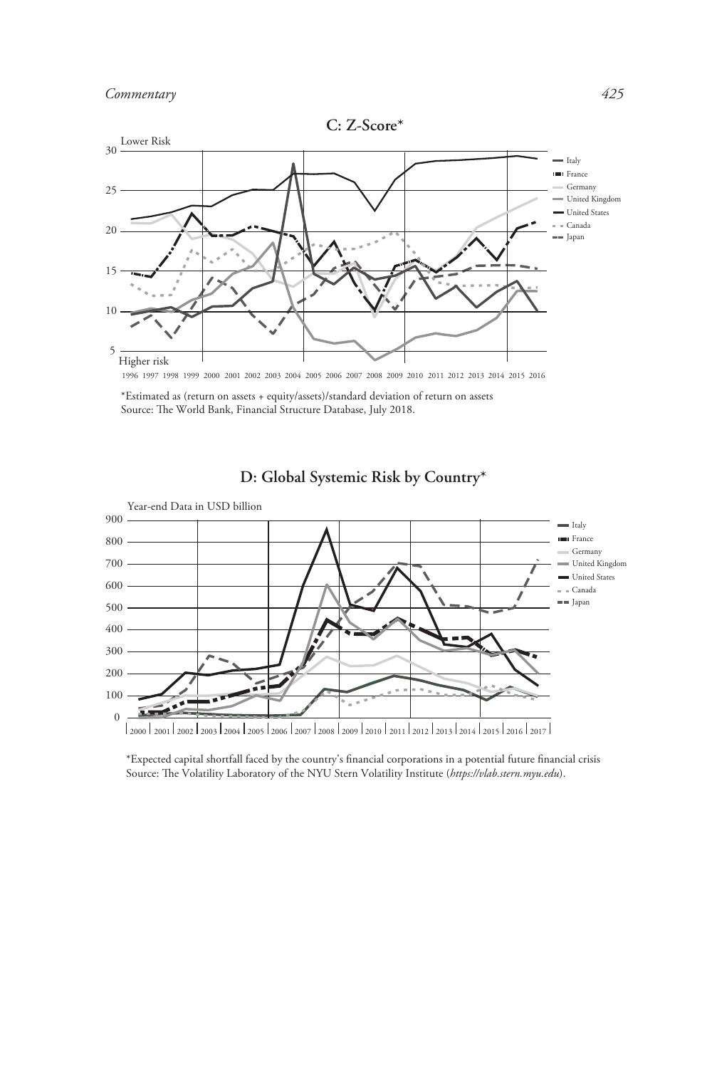## C: Z-Score*

Lower Risk

Higher risk

Italy
France
Germany
United Kingdom
United States
Canada
Japan

1996 1997 1998 1999 2000 2001 2002 2003 2004 2005 2006 2007 2008 2009 2010 2011 2012 2013 2014 2015 2016

*Estimated as (return on assets + equity/assets)/standard deviation of return on assets
Source: The World Bank, Financial Structure Database, July 2018.

## D: Global Systemic Risk by Country*

Year-end Data in USD billion

Italy
France
Germany
United Kingdom
United States
Canada
Japan

2000 2001 2002 2003 2004 2005 2006 2007 2008 2009 2010 2011 2012 2013 2014 2015 2016 2017

*Expected capital shortfall faced by the country's financial corporations in a potential future financial crisis
Source: The Volatility Laboratory of the NYU Stern Volatility Institute (*https://vlab.stern.myu.edu*).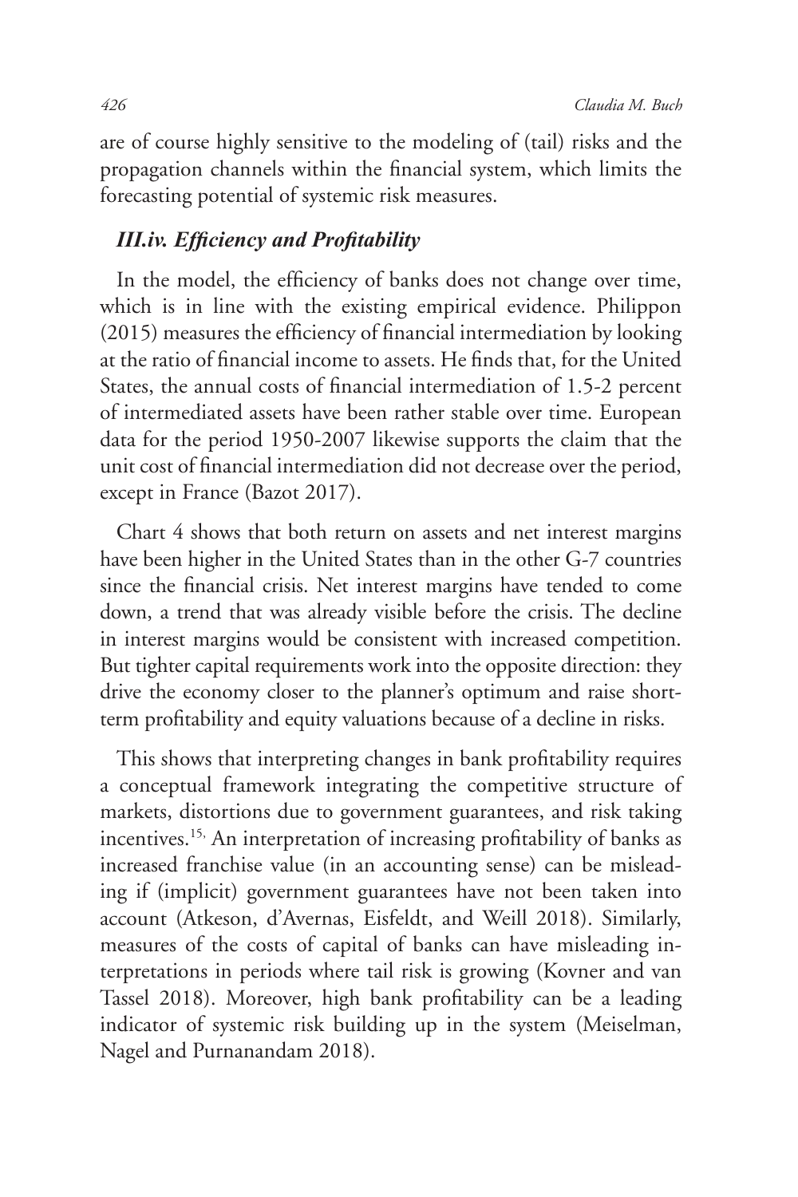are of course highly sensitive to the modeling of (tail) risks and the propagation channels within the financial system, which limits the forecasting potential of systemic risk measures.

### *III.iv. Efficiency and Profitability*

In the model, the efficiency of banks does not change over time, which is in line with the existing empirical evidence. Philippon (2015) measures the efficiency of financial intermediation by looking at the ratio of financial income to assets. He finds that, for the United States, the annual costs of financial intermediation of 1.5-2 percent of intermediated assets have been rather stable over time. European data for the period 1950-2007 likewise supports the claim that the unit cost of financial intermediation did not decrease over the period, except in France (Bazot 2017).

Chart 4 shows that both return on assets and net interest margins have been higher in the United States than in the other G-7 countries since the financial crisis. Net interest margins have tended to come down, a trend that was already visible before the crisis. The decline in interest margins would be consistent with increased competition. But tighter capital requirements work into the opposite direction: they drive the economy closer to the planner's optimum and raise short-term profitability and equity valuations because of a decline in risks.

This shows that interpreting changes in bank profitability requires a conceptual framework integrating the competitive structure of markets, distortions due to government guarantees, and risk taking incentives.[15,] An interpretation of increasing profitability of banks as increased franchise value (in an accounting sense) can be misleading if (implicit) government guarantees have not been taken into account (Atkeson, d'Avernas, Eisfeldt, and Weill 2018). Similarly, measures of the costs of capital of banks can have misleading interpretations in periods where tail risk is growing (Kovner and van Tassel 2018). Moreover, high bank profitability can be a leading indicator of systemic risk building up in the system (Meiselman, Nagel and Purnanandam 2018).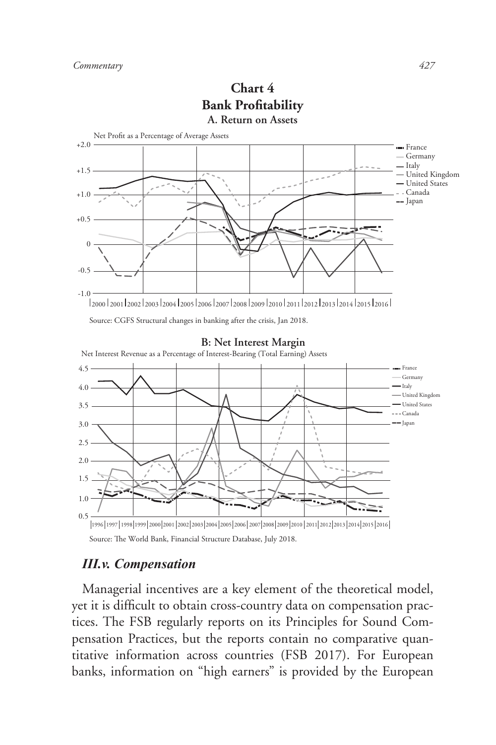## Chart 4
## Bank Profitability

### A. Return on Assets

Net Profit as a Percentage of Average Assets

Source: CGFS Structural changes in banking after the crisis, Jan 2018.

### B: Net Interest Margin

Net Interest Revenue as a Percentage of Interest-Bearing (Total Earning) Assets

Source: The World Bank, Financial Structure Database, July 2018.

### *III.v. Compensation*

Managerial incentives are a key element of the theoretical model, yet it is difficult to obtain cross-country data on compensation practices. The FSB regularly reports on its Principles for Sound Compensation Practices, but the reports contain no comparative quantitative information across countries (FSB 2017). For European banks, information on "high earners" is provided by the European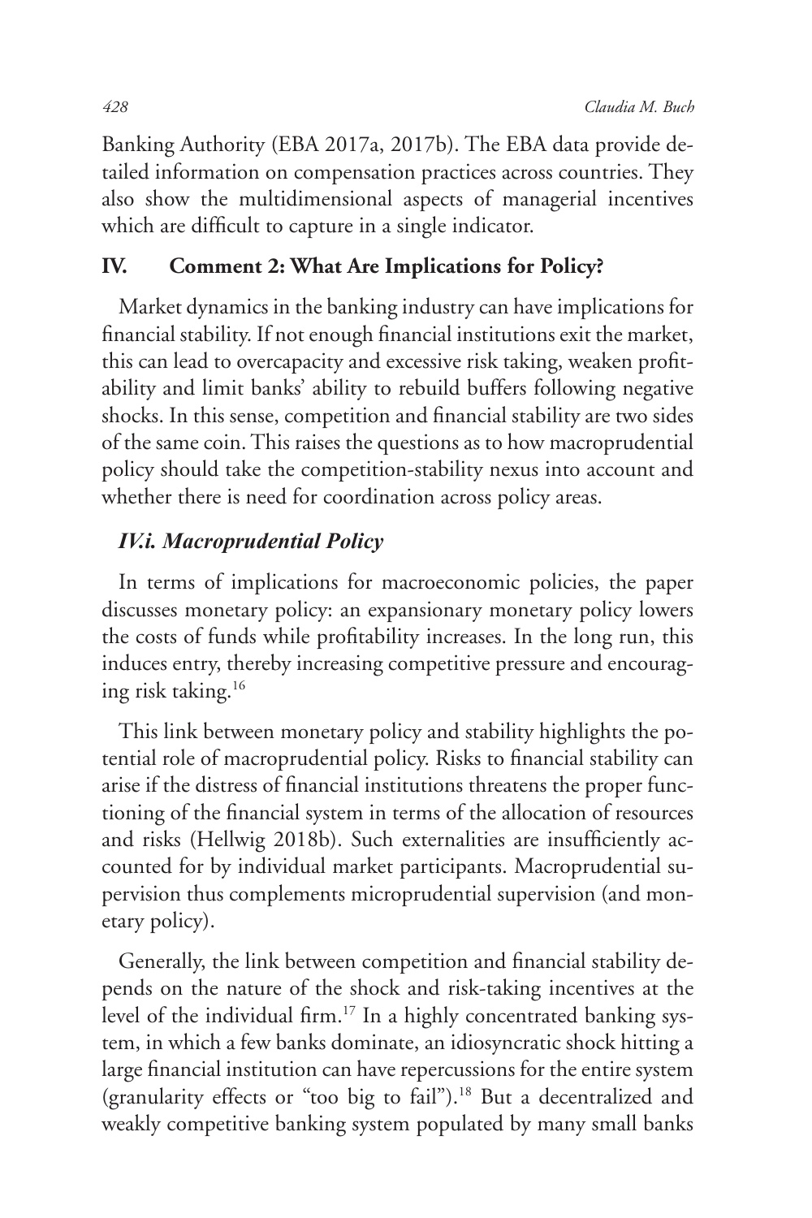Banking Authority (EBA 2017a, 2017b). The EBA data provide detailed information on compensation practices across countries. They also show the multidimensional aspects of managerial incentives which are difficult to capture in a single indicator.

## IV. Comment 2: What Are Implications for Policy?

Market dynamics in the banking industry can have implications for financial stability. If not enough financial institutions exit the market, this can lead to overcapacity and excessive risk taking, weaken profitability and limit banks' ability to rebuild buffers following negative shocks. In this sense, competition and financial stability are two sides of the same coin. This raises the questions as to how macroprudential policy should take the competition-stability nexus into account and whether there is need for coordination across policy areas.

### *IV.i. Macroprudential Policy*

In terms of implications for macroeconomic policies, the paper discusses monetary policy: an expansionary monetary policy lowers the costs of funds while profitability increases. In the long run, this induces entry, thereby increasing competitive pressure and encouraging risk taking.[16]

This link between monetary policy and stability highlights the potential role of macroprudential policy. Risks to financial stability can arise if the distress of financial institutions threatens the proper functioning of the financial system in terms of the allocation of resources and risks (Hellwig 2018b). Such externalities are insufficiently accounted for by individual market participants. Macroprudential supervision thus complements microprudential supervision (and monetary policy).

Generally, the link between competition and financial stability depends on the nature of the shock and risk-taking incentives at the level of the individual firm.[17] In a highly concentrated banking system, in which a few banks dominate, an idiosyncratic shock hitting a large financial institution can have repercussions for the entire system (granularity effects or "too big to fail").[18] But a decentralized and weakly competitive banking system populated by many small banks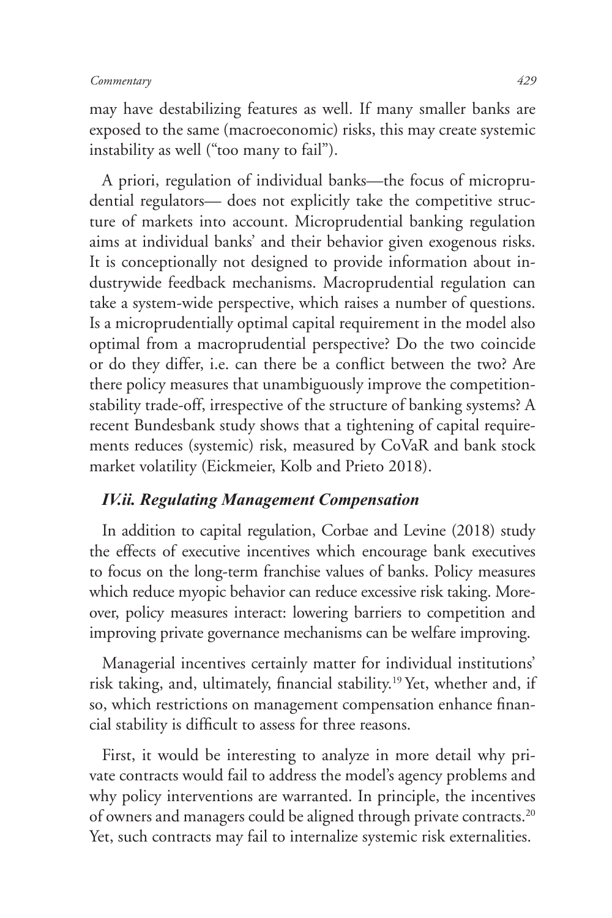may have destabilizing features as well. If many smaller banks are exposed to the same (macroeconomic) risks, this may create systemic instability as well ("too many to fail").

A priori, regulation of individual banks—the focus of microprudential regulators— does not explicitly take the competitive structure of markets into account. Microprudential banking regulation aims at individual banks' and their behavior given exogenous risks. It is conceptionally not designed to provide information about industrywide feedback mechanisms. Macroprudential regulation can take a system-wide perspective, which raises a number of questions. Is a microprudentially optimal capital requirement in the model also optimal from a macroprudential perspective? Do the two coincide or do they differ, i.e. can there be a conflict between the two? Are there policy measures that unambiguously improve the competition-stability trade-off, irrespective of the structure of banking systems? A recent Bundesbank study shows that a tightening of capital requirements reduces (systemic) risk, measured by CoVaR and bank stock market volatility (Eickmeier, Kolb and Prieto 2018).

### *IV.ii. Regulating Management Compensation*

In addition to capital regulation, Corbae and Levine (2018) study the effects of executive incentives which encourage bank executives to focus on the long-term franchise values of banks. Policy measures which reduce myopic behavior can reduce excessive risk taking. Moreover, policy measures interact: lowering barriers to competition and improving private governance mechanisms can be welfare improving.

Managerial incentives certainly matter for individual institutions' risk taking, and, ultimately, financial stability.[19] Yet, whether and, if so, which restrictions on management compensation enhance financial stability is difficult to assess for three reasons.

First, it would be interesting to analyze in more detail why private contracts would fail to address the model's agency problems and why policy interventions are warranted. In principle, the incentives of owners and managers could be aligned through private contracts.[20] Yet, such contracts may fail to internalize systemic risk externalities.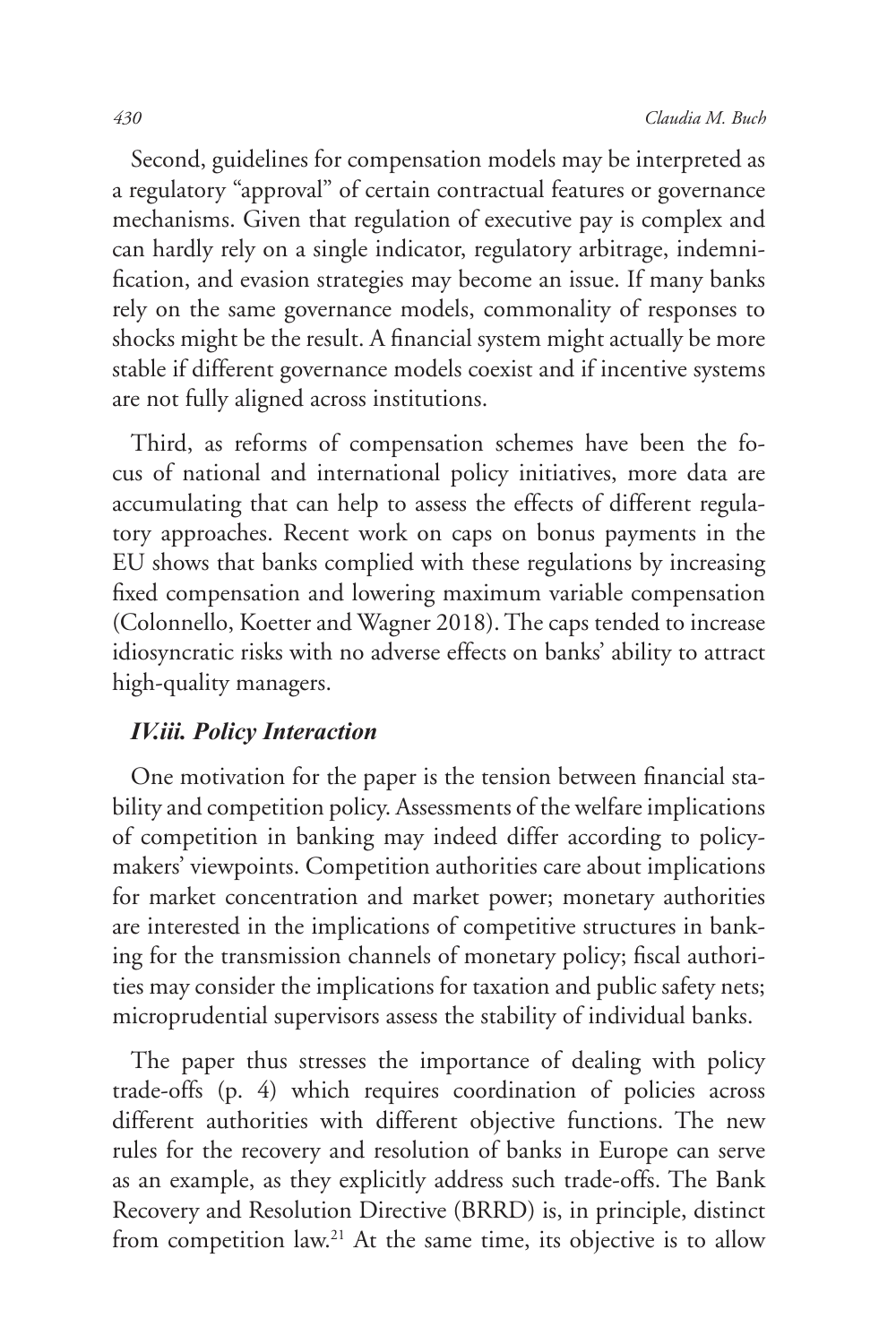Second, guidelines for compensation models may be interpreted as a regulatory "approval" of certain contractual features or governance mechanisms. Given that regulation of executive pay is complex and can hardly rely on a single indicator, regulatory arbitrage, indemnification, and evasion strategies may become an issue. If many banks rely on the same governance models, commonality of responses to shocks might be the result. A financial system might actually be more stable if different governance models coexist and if incentive systems are not fully aligned across institutions.

Third, as reforms of compensation schemes have been the focus of national and international policy initiatives, more data are accumulating that can help to assess the effects of different regulatory approaches. Recent work on caps on bonus payments in the EU shows that banks complied with these regulations by increasing fixed compensation and lowering maximum variable compensation (Colonnello, Koetter and Wagner 2018). The caps tended to increase idiosyncratic risks with no adverse effects on banks' ability to attract high-quality managers.

### *IV.iii. Policy Interaction*

One motivation for the paper is the tension between financial stability and competition policy. Assessments of the welfare implications of competition in banking may indeed differ according to policymakers' viewpoints. Competition authorities care about implications for market concentration and market power; monetary authorities are interested in the implications of competitive structures in banking for the transmission channels of monetary policy; fiscal authorities may consider the implications for taxation and public safety nets; microprudential supervisors assess the stability of individual banks.

The paper thus stresses the importance of dealing with policy trade-offs (p. 4) which requires coordination of policies across different authorities with different objective functions. The new rules for the recovery and resolution of banks in Europe can serve as an example, as they explicitly address such trade-offs. The Bank Recovery and Resolution Directive (BRRD) is, in principle, distinct from competition law.[21] At the same time, its objective is to allow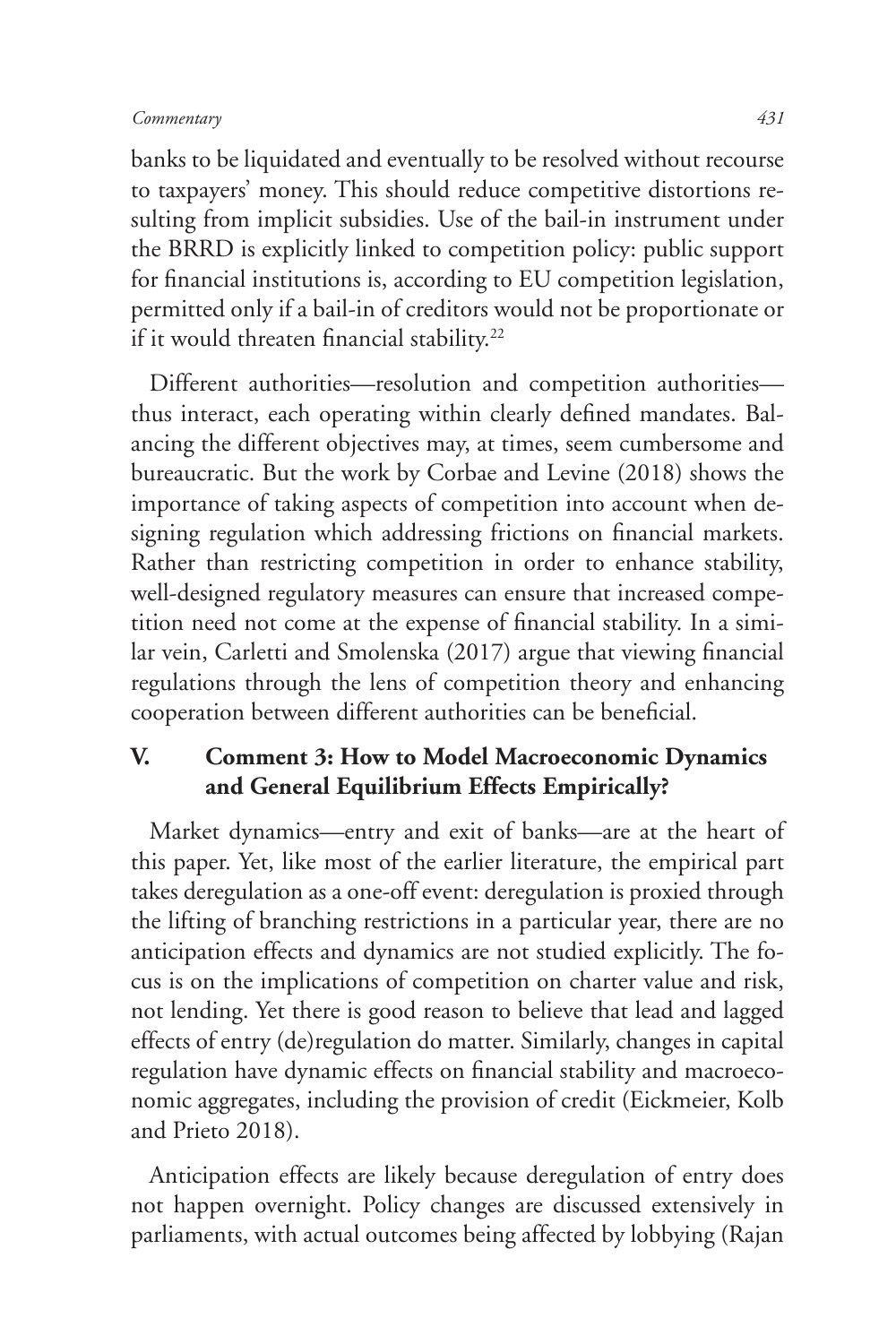banks to be liquidated and eventually to be resolved without recourse to taxpayers' money. This should reduce competitive distortions resulting from implicit subsidies. Use of the bail-in instrument under the BRRD is explicitly linked to competition policy: public support for financial institutions is, according to EU competition legislation, permitted only if a bail-in of creditors would not be proportionate or if it would threaten financial stability.[22]

Different authorities—resolution and competition authorities—thus interact, each operating within clearly defined mandates. Balancing the different objectives may, at times, seem cumbersome and bureaucratic. But the work by Corbae and Levine (2018) shows the importance of taking aspects of competition into account when designing regulation which addressing frictions on financial markets. Rather than restricting competition in order to enhance stability, well-designed regulatory measures can ensure that increased competition need not come at the expense of financial stability. In a similar vein, Carletti and Smolenska (2017) argue that viewing financial regulations through the lens of competition theory and enhancing cooperation between different authorities can be beneficial.

## V. Comment 3: How to Model Macroeconomic Dynamics and General Equilibrium Effects Empirically?

Market dynamics—entry and exit of banks—are at the heart of this paper. Yet, like most of the earlier literature, the empirical part takes deregulation as a one-off event: deregulation is proxied through the lifting of branching restrictions in a particular year, there are no anticipation effects and dynamics are not studied explicitly. The focus is on the implications of competition on charter value and risk, not lending. Yet there is good reason to believe that lead and lagged effects of entry (de)regulation do matter. Similarly, changes in capital regulation have dynamic effects on financial stability and macroeconomic aggregates, including the provision of credit (Eickmeier, Kolb and Prieto 2018).

Anticipation effects are likely because deregulation of entry does not happen overnight. Policy changes are discussed extensively in parliaments, with actual outcomes being affected by lobbying (Rajan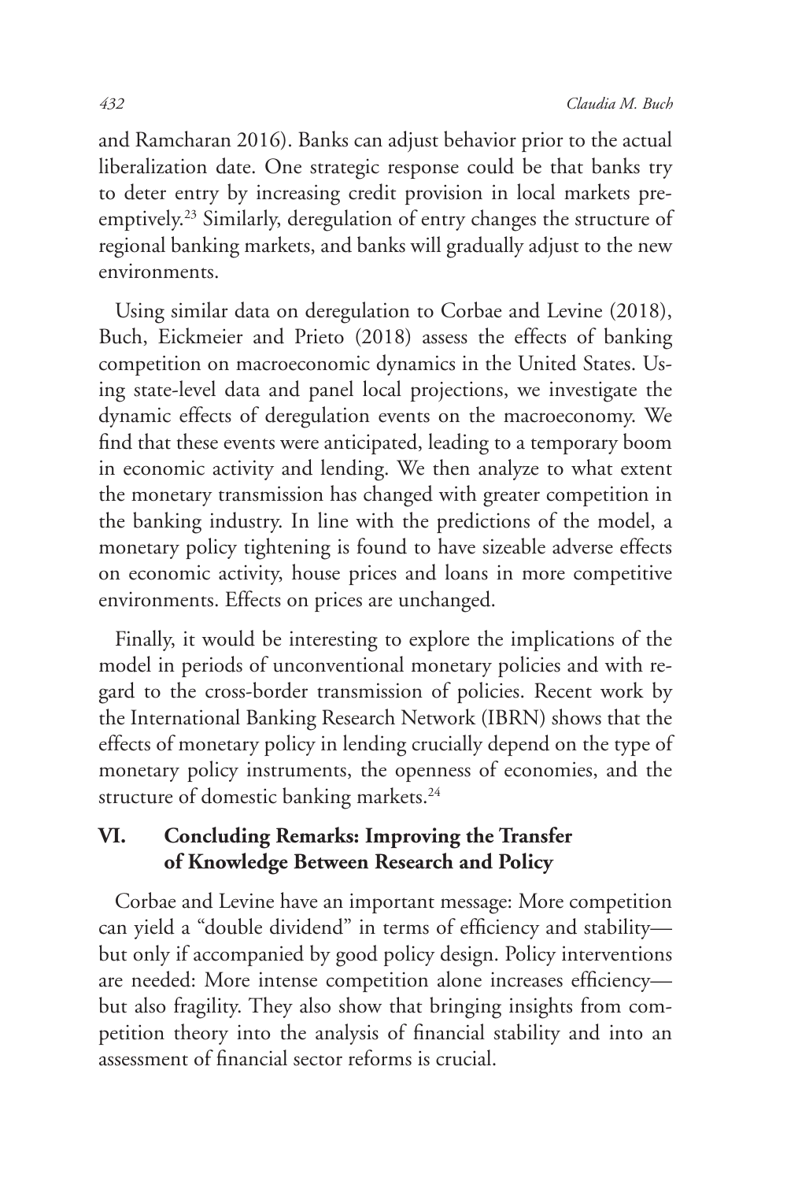and Ramcharan 2016). Banks can adjust behavior prior to the actual liberalization date. One strategic response could be that banks try to deter entry by increasing credit provision in local markets preemptively.[23] Similarly, deregulation of entry changes the structure of regional banking markets, and banks will gradually adjust to the new environments.

Using similar data on deregulation to Corbae and Levine (2018), Buch, Eickmeier and Prieto (2018) assess the effects of banking competition on macroeconomic dynamics in the United States. Using state-level data and panel local projections, we investigate the dynamic effects of deregulation events on the macroeconomy. We find that these events were anticipated, leading to a temporary boom in economic activity and lending. We then analyze to what extent the monetary transmission has changed with greater competition in the banking industry. In line with the predictions of the model, a monetary policy tightening is found to have sizeable adverse effects on economic activity, house prices and loans in more competitive environments. Effects on prices are unchanged.

Finally, it would be interesting to explore the implications of the model in periods of unconventional monetary policies and with regard to the cross-border transmission of policies. Recent work by the International Banking Research Network (IBRN) shows that the effects of monetary policy in lending crucially depend on the type of monetary policy instruments, the openness of economies, and the structure of domestic banking markets.[24]

## VI. Concluding Remarks: Improving the Transfer of Knowledge Between Research and Policy

Corbae and Levine have an important message: More competition can yield a "double dividend" in terms of efficiency and stability—but only if accompanied by good policy design. Policy interventions are needed: More intense competition alone increases efficiency—but also fragility. They also show that bringing insights from competition theory into the analysis of financial stability and into an assessment of financial sector reforms is crucial.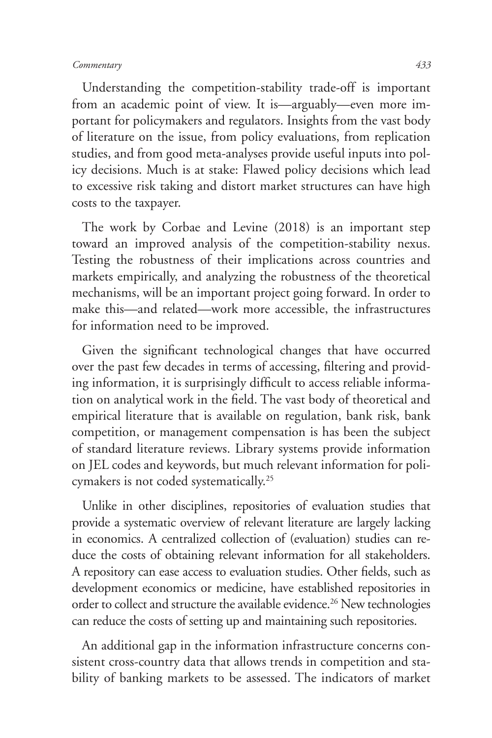Understanding the competition-stability trade-off is important from an academic point of view. It is—arguably—even more important for policymakers and regulators. Insights from the vast body of literature on the issue, from policy evaluations, from replication studies, and from good meta-analyses provide useful inputs into policy decisions. Much is at stake: Flawed policy decisions which lead to excessive risk taking and distort market structures can have high costs to the taxpayer.

The work by Corbae and Levine (2018) is an important step toward an improved analysis of the competition-stability nexus. Testing the robustness of their implications across countries and markets empirically, and analyzing the robustness of the theoretical mechanisms, will be an important project going forward. In order to make this—and related—work more accessible, the infrastructures for information need to be improved.

Given the significant technological changes that have occurred over the past few decades in terms of accessing, filtering and providing information, it is surprisingly difficult to access reliable information on analytical work in the field. The vast body of theoretical and empirical literature that is available on regulation, bank risk, bank competition, or management compensation is has been the subject of standard literature reviews. Library systems provide information on JEL codes and keywords, but much relevant information for policymakers is not coded systematically.[25]

Unlike in other disciplines, repositories of evaluation studies that provide a systematic overview of relevant literature are largely lacking in economics. A centralized collection of (evaluation) studies can reduce the costs of obtaining relevant information for all stakeholders. A repository can ease access to evaluation studies. Other fields, such as development economics or medicine, have established repositories in order to collect and structure the available evidence.[26] New technologies can reduce the costs of setting up and maintaining such repositories.

An additional gap in the information infrastructure concerns consistent cross-country data that allows trends in competition and stability of banking markets to be assessed. The indicators of market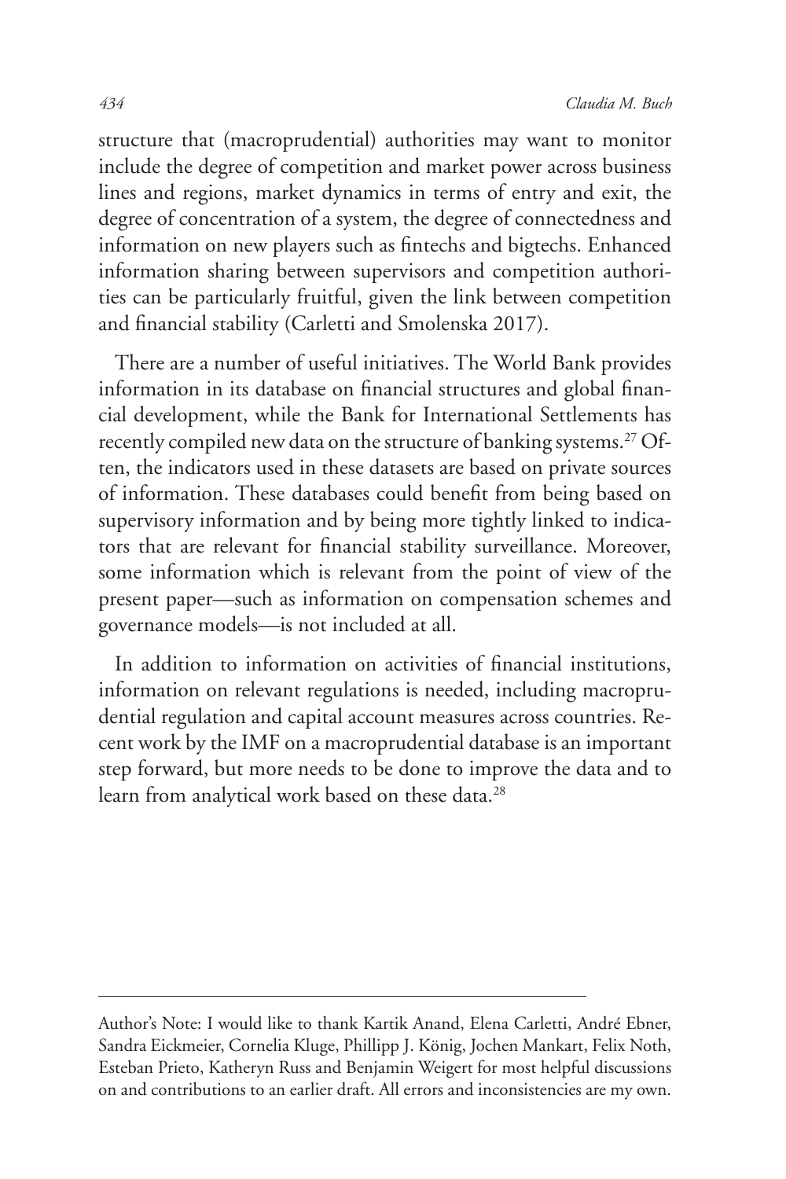structure that (macroprudential) authorities may want to monitor include the degree of competition and market power across business lines and regions, market dynamics in terms of entry and exit, the degree of concentration of a system, the degree of connectedness and information on new players such as fintechs and bigtechs. Enhanced information sharing between supervisors and competition authorities can be particularly fruitful, given the link between competition and financial stability (Carletti and Smolenska 2017).

There are a number of useful initiatives. The World Bank provides information in its database on financial structures and global financial development, while the Bank for International Settlements has recently compiled new data on the structure of banking systems.[27] Often, the indicators used in these datasets are based on private sources of information. These databases could benefit from being based on supervisory information and by being more tightly linked to indicators that are relevant for financial stability surveillance. Moreover, some information which is relevant from the point of view of the present paper—such as information on compensation schemes and governance models—is not included at all.

In addition to information on activities of financial institutions, information on relevant regulations is needed, including macroprudential regulation and capital account measures across countries. Recent work by the IMF on a macroprudential database is an important step forward, but more needs to be done to improve the data and to learn from analytical work based on these data.[28]

---

Author's Note: I would like to thank Kartik Anand, Elena Carletti, André Ebner, Sandra Eickmeier, Cornelia Kluge, Phillipp J. König, Jochen Mankart, Felix Noth, Esteban Prieto, Katheryn Russ and Benjamin Weigert for most helpful discussions on and contributions to an earlier draft. All errors and inconsistencies are my own.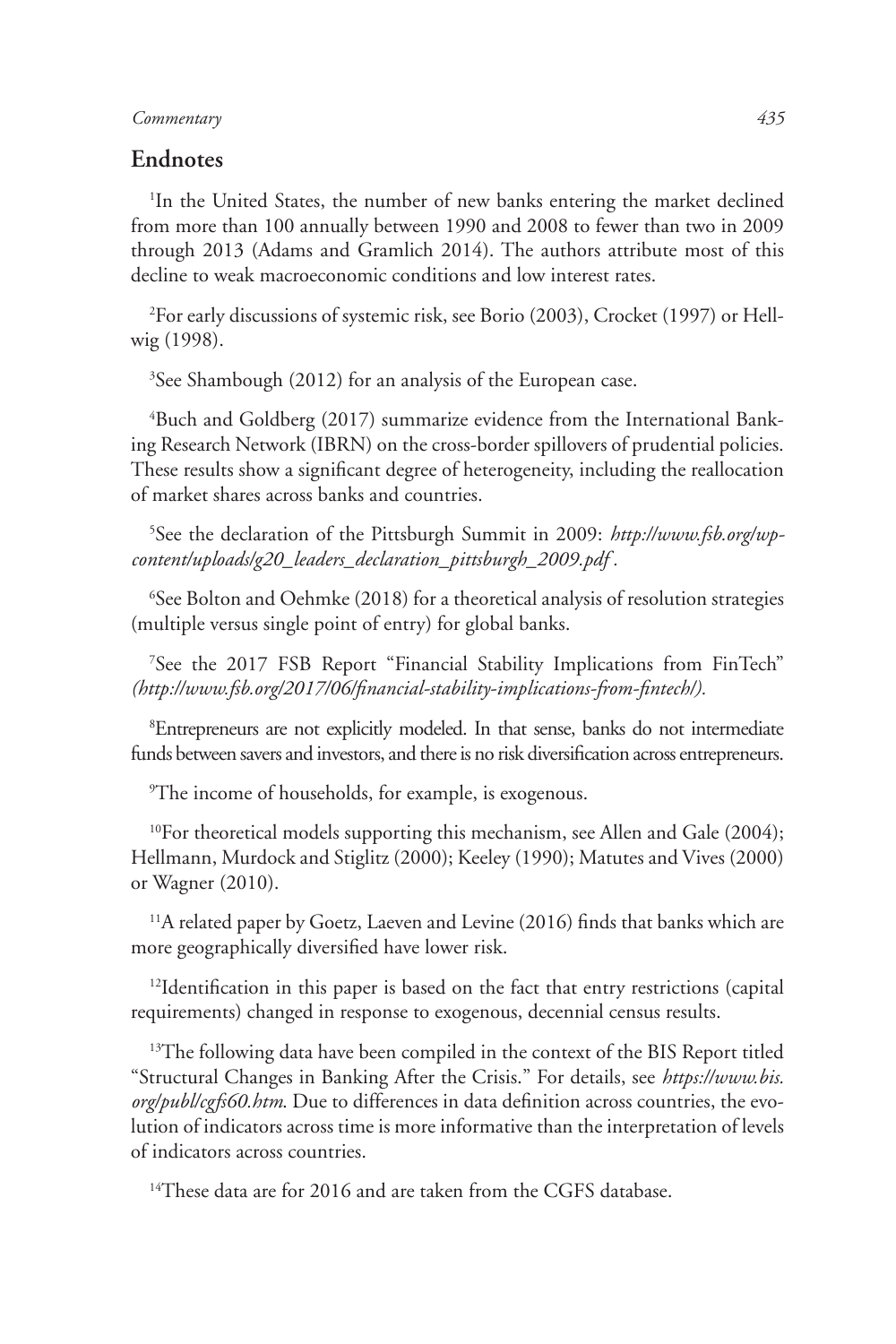## Endnotes

[1]In the United States, the number of new banks entering the market declined from more than 100 annually between 1990 and 2008 to fewer than two in 2009 through 2013 (Adams and Gramlich 2014). The authors attribute most of this decline to weak macroeconomic conditions and low interest rates.

[2]For early discussions of systemic risk, see Borio (2003), Crocket (1997) or Hellwig (1998).

[3]See Shambough (2012) for an analysis of the European case.

[4]Buch and Goldberg (2017) summarize evidence from the International Banking Research Network (IBRN) on the cross-border spillovers of prudential policies. These results show a significant degree of heterogeneity, including the reallocation of market shares across banks and countries.

[5]See the declaration of the Pittsburgh Summit in 2009: *http://www.fsb.org/wp-content/uploads/g20_leaders_declaration_pittsburgh_2009.pdf* .

[6]See Bolton and Oehmke (2018) for a theoretical analysis of resolution strategies (multiple versus single point of entry) for global banks.

[7]See the 2017 FSB Report "Financial Stability Implications from FinTech" *(http://www.fsb.org/2017/06/financial-stability-implications-from-fintech/).*

[8]Entrepreneurs are not explicitly modeled. In that sense, banks do not intermediate funds between savers and investors, and there is no risk diversification across entrepreneurs.

[9]The income of households, for example, is exogenous.

[10]For theoretical models supporting this mechanism, see Allen and Gale (2004); Hellmann, Murdock and Stiglitz (2000); Keeley (1990); Matutes and Vives (2000) or Wagner (2010).

[11]A related paper by Goetz, Laeven and Levine (2016) finds that banks which are more geographically diversified have lower risk.

[12]Identification in this paper is based on the fact that entry restrictions (capital requirements) changed in response to exogenous, decennial census results.

[13]The following data have been compiled in the context of the BIS Report titled "Structural Changes in Banking After the Crisis." For details, see *https://www.bis.org/publ/cgfs60.htm*. Due to differences in data definition across countries, the evolution of indicators across time is more informative than the interpretation of levels of indicators across countries.

[14]These data are for 2016 and are taken from the CGFS database.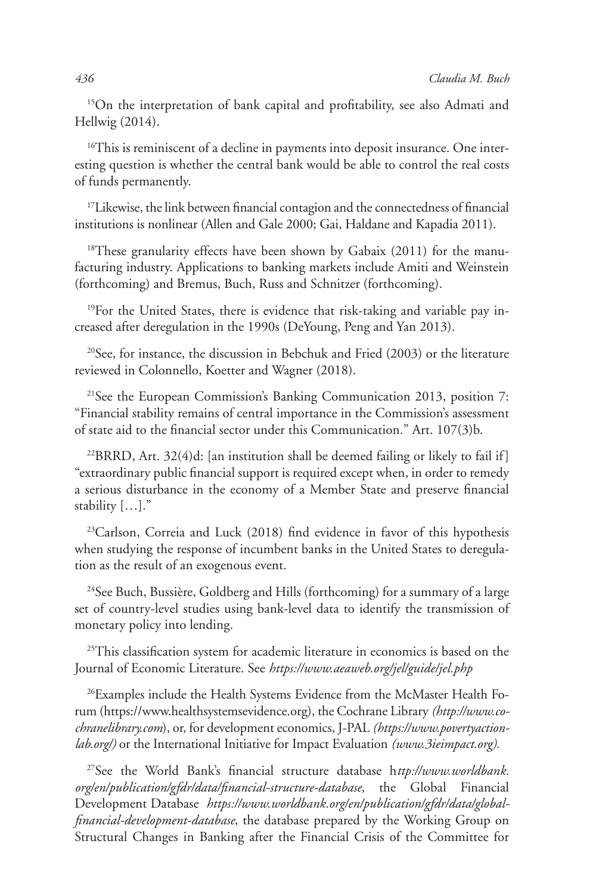[15]On the interpretation of bank capital and profitability, see also Admati and Hellwig (2014).

[16]This is reminiscent of a decline in payments into deposit insurance. One interesting question is whether the central bank would be able to control the real costs of funds permanently.

[17]Likewise, the link between financial contagion and the connectedness of financial institutions is nonlinear (Allen and Gale 2000; Gai, Haldane and Kapadia 2011).

[18]These granularity effects have been shown by Gabaix (2011) for the manufacturing industry. Applications to banking markets include Amiti and Weinstein (forthcoming) and Bremus, Buch, Russ and Schnitzer (forthcoming).

[19]For the United States, there is evidence that risk-taking and variable pay increased after deregulation in the 1990s (DeYoung, Peng and Yan 2013).

[20]See, for instance, the discussion in Bebchuk and Fried (2003) or the literature reviewed in Colonnello, Koetter and Wagner (2018).

[21]See the European Commission's Banking Communication 2013, position 7: "Financial stability remains of central importance in the Commission's assessment of state aid to the financial sector under this Communication." Art. 107(3)b.

[22]BRRD, Art. 32(4)d: [an institution shall be deemed failing or likely to fail if] "extraordinary public financial support is required except when, in order to remedy a serious disturbance in the economy of a Member State and preserve financial stability […]."

[23]Carlson, Correia and Luck (2018) find evidence in favor of this hypothesis when studying the response of incumbent banks in the United States to deregulation as the result of an exogenous event.

[24]See Buch, Bussière, Goldberg and Hills (forthcoming) for a summary of a large set of country-level studies using bank-level data to identify the transmission of monetary policy into lending.

[25]This classification system for academic literature in economics is based on the Journal of Economic Literature. See *https://www.aeaweb.org/jel/guide/jel.php*

[26]Examples include the Health Systems Evidence from the McMaster Health Forum (https://www.healthsystemsevidence.org), the Cochrane Library *(http://www.cochranelibrary.com)*, or, for development economics, J-PAL *(https://www.povertyactionlab.org/)* or the International Initiative for Impact Evaluation *(www.3ieimpact.org).*

[27]See the World Bank's financial structure database h*ttp://www.worldbank.org/en/publication/gfdr/data/financial-structure-database*, the Global Financial Development Database *https://www.worldbank.org/en/publication/gfdr/data/global-financial-development-database*, the database prepared by the Working Group on Structural Changes in Banking after the Financial Crisis of the Committee for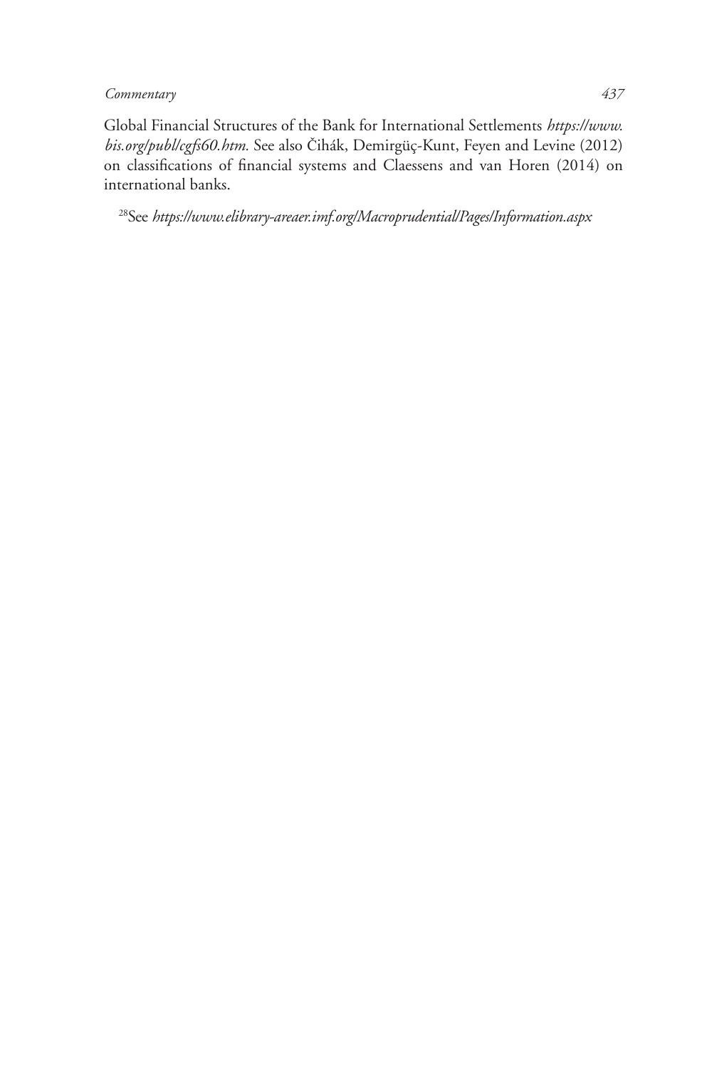Global Financial Structures of the Bank for International Settlements *https://www.bis.org/publ/cgfs60.htm.* See also Čihák, Demirgüç-Kunt, Feyen and Levine (2012) on classifications of financial systems and Claessens and van Horen (2014) on international banks.

[28]See *https://www.elibrary-areaer.imf.org/Macroprudential/Pages/Information.aspx*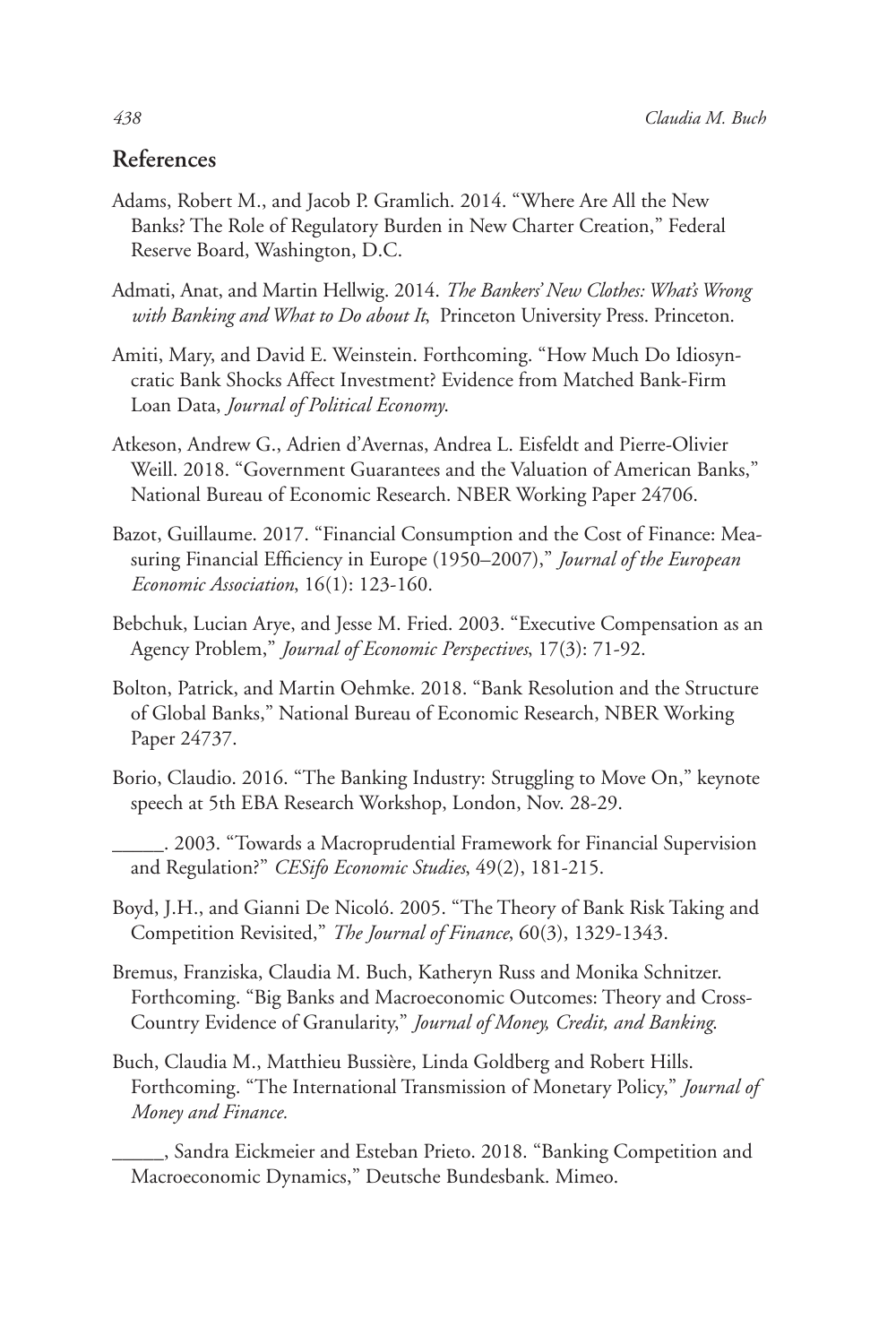## References

Adams, Robert M., and Jacob P. Gramlich. 2014. "Where Are All the New Banks? The Role of Regulatory Burden in New Charter Creation," Federal Reserve Board, Washington, D.C.

Admati, Anat, and Martin Hellwig. 2014. *The Bankers' New Clothes: What's Wrong with Banking and What to Do about It*, Princeton University Press. Princeton.

Amiti, Mary, and David E. Weinstein. Forthcoming. "How Much Do Idiosyncratic Bank Shocks Affect Investment? Evidence from Matched Bank-Firm Loan Data, *Journal of Political Economy*.

Atkeson, Andrew G., Adrien d'Avernas, Andrea L. Eisfeldt and Pierre-Olivier Weill. 2018. "Government Guarantees and the Valuation of American Banks," National Bureau of Economic Research. NBER Working Paper 24706.

Bazot, Guillaume. 2017. "Financial Consumption and the Cost of Finance: Measuring Financial Efficiency in Europe (1950–2007)," *Journal of the European Economic Association*, 16(1): 123-160.

Bebchuk, Lucian Arye, and Jesse M. Fried. 2003. "Executive Compensation as an Agency Problem," *Journal of Economic Perspectives*, 17(3): 71-92.

Bolton, Patrick, and Martin Oehmke. 2018. "Bank Resolution and the Structure of Global Banks," National Bureau of Economic Research, NBER Working Paper 24737.

Borio, Claudio. 2016. "The Banking Industry: Struggling to Move On," keynote speech at 5th EBA Research Workshop, London, Nov. 28-29.

_____. 2003. "Towards a Macroprudential Framework for Financial Supervision and Regulation?" *CESifo Economic Studies*, 49(2), 181-215.

Boyd, J.H., and Gianni De Nicoló. 2005. "The Theory of Bank Risk Taking and Competition Revisited," *The Journal of Finance*, 60(3), 1329-1343.

Bremus, Franziska, Claudia M. Buch, Katheryn Russ and Monika Schnitzer. Forthcoming. "Big Banks and Macroeconomic Outcomes: Theory and Cross-Country Evidence of Granularity," *Journal of Money, Credit, and Banking*.

Buch, Claudia M., Matthieu Bussière, Linda Goldberg and Robert Hills. Forthcoming. "The International Transmission of Monetary Policy," *Journal of Money and Finance.*

_____, Sandra Eickmeier and Esteban Prieto. 2018. "Banking Competition and Macroeconomic Dynamics," Deutsche Bundesbank. Mimeo.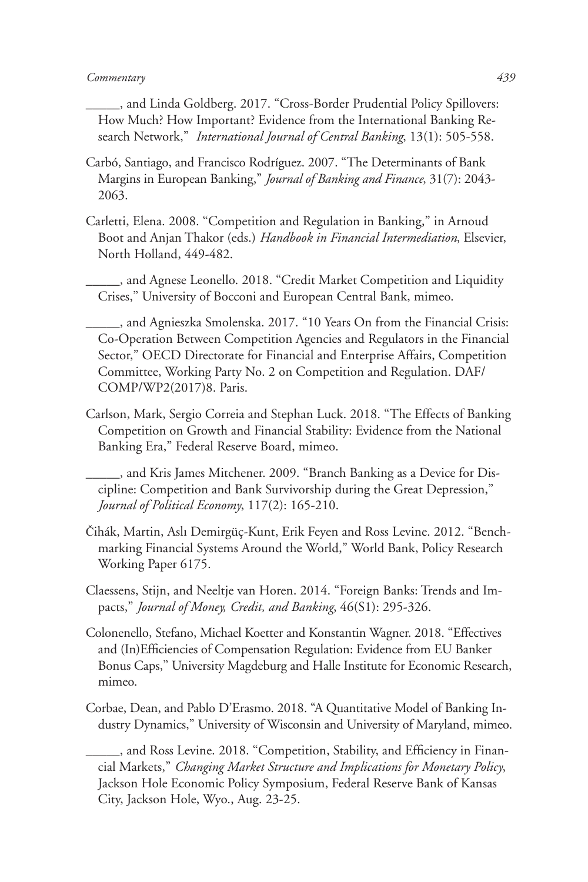_____, and Linda Goldberg. 2017. "Cross-Border Prudential Policy Spillovers: How Much? How Important? Evidence from the International Banking Research Network," *International Journal of Central Banking*, 13(1): 505-558.

Carbó, Santiago, and Francisco Rodríguez. 2007. "The Determinants of Bank Margins in European Banking," *Journal of Banking and Finance*, 31(7): 2043-2063.

Carletti, Elena. 2008. "Competition and Regulation in Banking," in Arnoud Boot and Anjan Thakor (eds.) *Handbook in Financial Intermediation*, Elsevier, North Holland, 449-482.

_____, and Agnese Leonello. 2018. "Credit Market Competition and Liquidity Crises," University of Bocconi and European Central Bank, mimeo.

_____, and Agnieszka Smolenska. 2017. "10 Years On from the Financial Crisis: Co-Operation Between Competition Agencies and Regulators in the Financial Sector," OECD Directorate for Financial and Enterprise Affairs, Competition Committee, Working Party No. 2 on Competition and Regulation. DAF/COMP/WP2(2017)8. Paris.

Carlson, Mark, Sergio Correia and Stephan Luck. 2018. "The Effects of Banking Competition on Growth and Financial Stability: Evidence from the National Banking Era," Federal Reserve Board, mimeo.

_____, and Kris James Mitchener. 2009. "Branch Banking as a Device for Discipline: Competition and Bank Survivorship during the Great Depression," *Journal of Political Economy*, 117(2): 165-210.

Čihák, Martin, Aslı Demirgüç-Kunt, Erik Feyen and Ross Levine. 2012. "Benchmarking Financial Systems Around the World," World Bank, Policy Research Working Paper 6175.

Claessens, Stijn, and Neeltje van Horen. 2014. "Foreign Banks: Trends and Impacts," *Journal of Money, Credit, and Banking*, 46(S1): 295-326.

Colonenello, Stefano, Michael Koetter and Konstantin Wagner. 2018. "Effectives and (In)Efficiencies of Compensation Regulation: Evidence from EU Banker Bonus Caps," University Magdeburg and Halle Institute for Economic Research, mimeo.

Corbae, Dean, and Pablo D'Erasmo. 2018. "A Quantitative Model of Banking Industry Dynamics," University of Wisconsin and University of Maryland, mimeo.

_____, and Ross Levine. 2018. "Competition, Stability, and Efficiency in Financial Markets," *Changing Market Structure and Implications for Monetary Policy*, Jackson Hole Economic Policy Symposium, Federal Reserve Bank of Kansas City, Jackson Hole, Wyo., Aug. 23-25.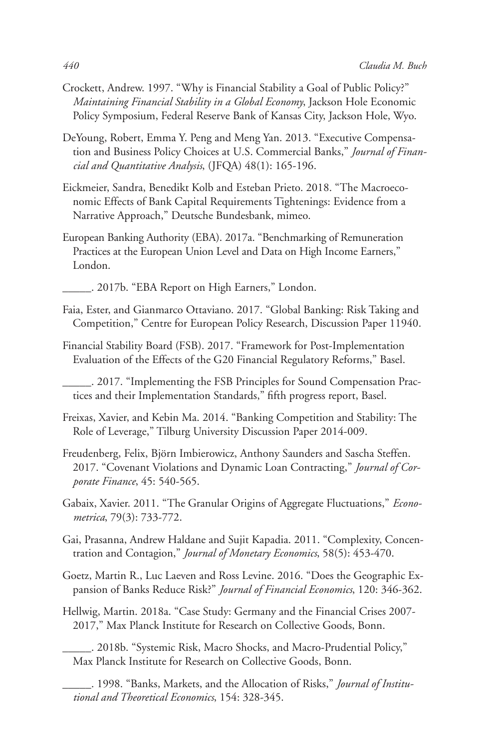Crockett, Andrew. 1997. "Why is Financial Stability a Goal of Public Policy?" *Maintaining Financial Stability in a Global Economy*, Jackson Hole Economic Policy Symposium, Federal Reserve Bank of Kansas City, Jackson Hole, Wyo.

DeYoung, Robert, Emma Y. Peng and Meng Yan. 2013. "Executive Compensation and Business Policy Choices at U.S. Commercial Banks," *Journal of Financial and Quantitative Analysis*, (JFQA) 48(1): 165-196.

Eickmeier, Sandra, Benedikt Kolb and Esteban Prieto. 2018. "The Macroeconomic Effects of Bank Capital Requirements Tightenings: Evidence from a Narrative Approach," Deutsche Bundesbank, mimeo.

European Banking Authority (EBA). 2017a. "Benchmarking of Remuneration Practices at the European Union Level and Data on High Income Earners," London.

_____. 2017b. "EBA Report on High Earners," London.

Faia, Ester, and Gianmarco Ottaviano. 2017. "Global Banking: Risk Taking and Competition," Centre for European Policy Research, Discussion Paper 11940.

Financial Stability Board (FSB). 2017. "Framework for Post-Implementation Evaluation of the Effects of the G20 Financial Regulatory Reforms," Basel.

_____. 2017. "Implementing the FSB Principles for Sound Compensation Practices and their Implementation Standards," fifth progress report, Basel.

Freixas, Xavier, and Kebin Ma. 2014. "Banking Competition and Stability: The Role of Leverage," Tilburg University Discussion Paper 2014-009.

Freudenberg, Felix, Björn Imbierowicz, Anthony Saunders and Sascha Steffen. 2017. "Covenant Violations and Dynamic Loan Contracting," *Journal of Corporate Finance*, 45: 540-565.

Gabaix, Xavier. 2011. "The Granular Origins of Aggregate Fluctuations," *Econometrica*, 79(3): 733-772.

Gai, Prasanna, Andrew Haldane and Sujit Kapadia. 2011. "Complexity, Concentration and Contagion," *Journal of Monetary Economics*, 58(5): 453-470.

Goetz, Martin R., Luc Laeven and Ross Levine. 2016. "Does the Geographic Expansion of Banks Reduce Risk?" *Journal of Financial Economics*, 120: 346-362.

Hellwig, Martin. 2018a. "Case Study: Germany and the Financial Crises 2007-2017," Max Planck Institute for Research on Collective Goods, Bonn.

_____. 2018b. "Systemic Risk, Macro Shocks, and Macro-Prudential Policy," Max Planck Institute for Research on Collective Goods, Bonn.

_____. 1998. "Banks, Markets, and the Allocation of Risks," *Journal of Institutional and Theoretical Economics*, 154: 328-345.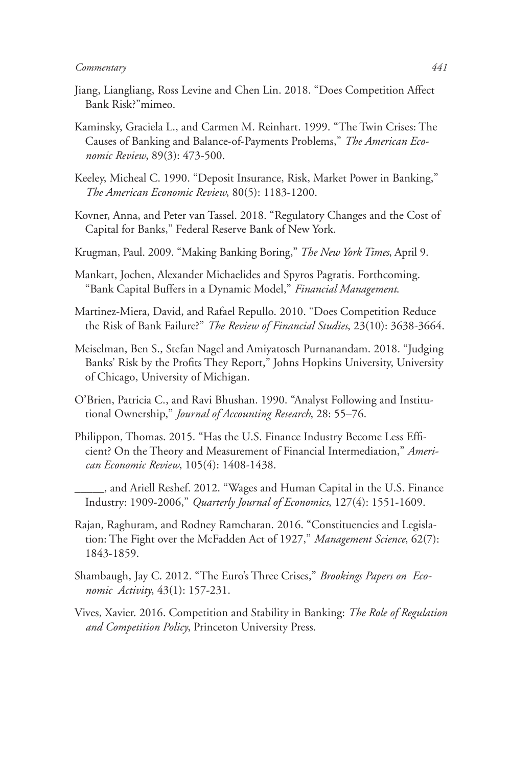Jiang, Liangliang, Ross Levine and Chen Lin. 2018. "Does Competition Affect Bank Risk?"mimeo.

Kaminsky, Graciela L., and Carmen M. Reinhart. 1999. "The Twin Crises: The Causes of Banking and Balance-of-Payments Problems," *The American Economic Review*, 89(3): 473-500.

Keeley, Micheal C. 1990. "Deposit Insurance, Risk, Market Power in Banking," *The American Economic Review*, 80(5): 1183-1200.

Kovner, Anna, and Peter van Tassel. 2018. "Regulatory Changes and the Cost of Capital for Banks," Federal Reserve Bank of New York.

Krugman, Paul. 2009. "Making Banking Boring," *The New York Times*, April 9.

Mankart, Jochen, Alexander Michaelides and Spyros Pagratis. Forthcoming. "Bank Capital Buffers in a Dynamic Model," *Financial Management*.

Martinez-Miera, David, and Rafael Repullo. 2010. "Does Competition Reduce the Risk of Bank Failure?" *The Review of Financial Studies*, 23(10): 3638-3664.

Meiselman, Ben S., Stefan Nagel and Amiyatosch Purnanandam. 2018. "Judging Banks' Risk by the Profits They Report," Johns Hopkins University, University of Chicago, University of Michigan.

O'Brien, Patricia C., and Ravi Bhushan. 1990. "Analyst Following and Institutional Ownership," *Journal of Accounting Research*, 28: 55–76.

Philippon, Thomas. 2015. "Has the U.S. Finance Industry Become Less Efficient? On the Theory and Measurement of Financial Intermediation," *American Economic Review*, 105(4): 1408-1438.

_____, and Ariell Reshef. 2012. "Wages and Human Capital in the U.S. Finance Industry: 1909-2006," *Quarterly Journal of Economics*, 127(4): 1551-1609.

Rajan, Raghuram, and Rodney Ramcharan. 2016. "Constituencies and Legislation: The Fight over the McFadden Act of 1927," *Management Science*, 62(7): 1843-1859.

Shambaugh, Jay C. 2012. "The Euro's Three Crises," *Brookings Papers on Economic Activity*, 43(1): 157-231.

Vives, Xavier. 2016. Competition and Stability in Banking: *The Role of Regulation and Competition Policy*, Princeton University Press.